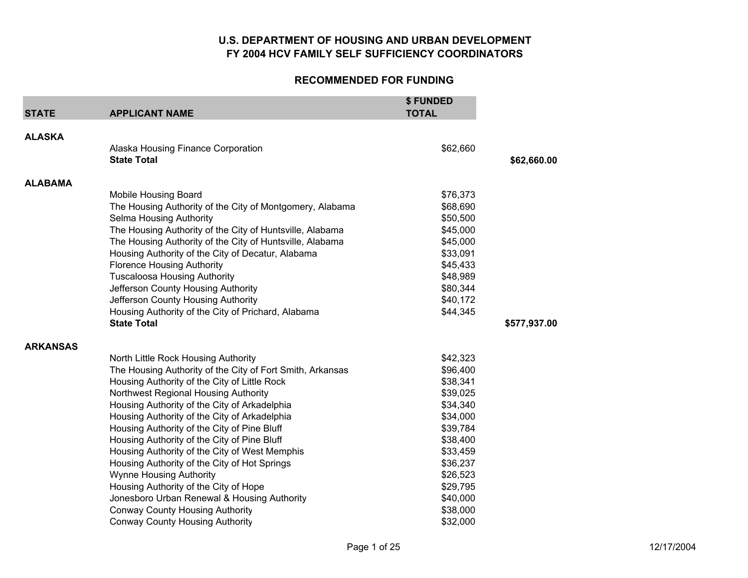# U.S. DEPARTMENT OF HOUSING AND URBAN DEVELOPMENT
# FY 2004 HCV FAMILY SELF SUFFICIENCY COORDINATORS

## RECOMMENDED FOR FUNDING

| STATE | APPLICANT NAME | $ FUNDED TOTAL | |
|---|---|---|---|
| **ALASKA** | | | |
| | Alaska Housing Finance Corporation | $62,660 | |
| | **State Total** | | **$62,660.00** |
| **ALABAMA** | | | |
| | Mobile Housing Board | $76,373 | |
| | The Housing Authority of the City of Montgomery, Alabama | $68,690 | |
| | Selma Housing Authority | $50,500 | |
| | The Housing Authority of the City of Huntsville, Alabama | $45,000 | |
| | The Housing Authority of the City of Huntsville, Alabama | $45,000 | |
| | Housing Authority of the City of Decatur, Alabama | $33,091 | |
| | Florence Housing Authority | $45,433 | |
| | Tuscaloosa Housing Authority | $48,989 | |
| | Jefferson County Housing Authority | $80,344 | |
| | Jefferson County Housing Authority | $40,172 | |
| | Housing Authority of the City of Prichard, Alabama | $44,345 | |
| | **State Total** | | **$577,937.00** |
| **ARKANSAS** | | | |
| | North Little Rock Housing Authority | $42,323 | |
| | The Housing Authority of the City of Fort Smith, Arkansas | $96,400 | |
| | Housing Authority of the City of Little Rock | $38,341 | |
| | Northwest Regional Housing Authority | $39,025 | |
| | Housing Authority of the City of Arkadelphia | $34,340 | |
| | Housing Authority of the City of Arkadelphia | $34,000 | |
| | Housing Authority of the City of Pine Bluff | $39,784 | |
| | Housing Authority of the City of Pine Bluff | $38,400 | |
| | Housing Authority of the City of West Memphis | $33,459 | |
| | Housing Authority of the City of Hot Springs | $36,237 | |
| | Wynne Housing Authority | $26,523 | |
| | Housing Authority of the City of Hope | $29,795 | |
| | Jonesboro Urban Renewal & Housing Authority | $40,000 | |
| | Conway County Housing Authority | $38,000 | |
| | Conway County Housing Authority | $32,000 | |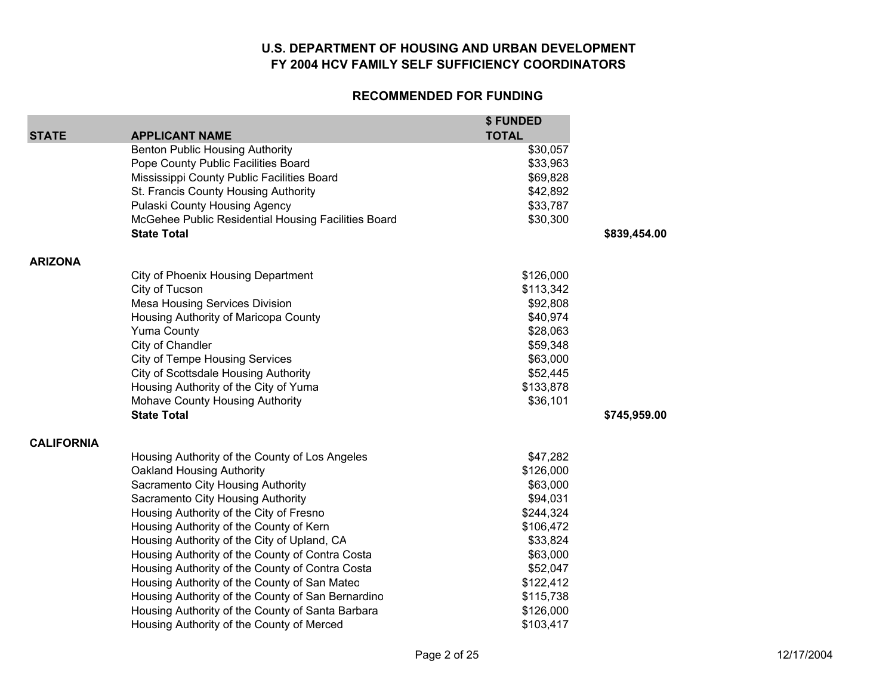# U.S. DEPARTMENT OF HOUSING AND URBAN DEVELOPMENT
# FY 2004 HCV FAMILY SELF SUFFICIENCY COORDINATORS

## RECOMMENDED FOR FUNDING

| STATE | APPLICANT NAME | $ FUNDED TOTAL | |
|---|---|---|---|
| | Benton Public Housing Authority | $30,057 | |
| | Pope County Public Facilities Board | $33,963 | |
| | Mississippi County Public Facilities Board | $69,828 | |
| | St. Francis County Housing Authority | $42,892 | |
| | Pulaski County Housing Agency | $33,787 | |
| | McGehee Public Residential Housing Facilities Board | $30,300 | |
| | **State Total** | | **$839,454.00** |
| **ARIZONA** | | | |
| | City of Phoenix Housing Department | $126,000 | |
| | City of Tucson | $113,342 | |
| | Mesa Housing Services Division | $92,808 | |
| | Housing Authority of Maricopa County | $40,974 | |
| | Yuma County | $28,063 | |
| | City of Chandler | $59,348 | |
| | City of Tempe Housing Services | $63,000 | |
| | City of Scottsdale Housing Authority | $52,445 | |
| | Housing Authority of the City of Yuma | $133,878 | |
| | Mohave County Housing Authority | $36,101 | |
| | **State Total** | | **$745,959.00** |
| **CALIFORNIA** | | | |
| | Housing Authority of the County of Los Angeles | $47,282 | |
| | Oakland Housing Authority | $126,000 | |
| | Sacramento City Housing Authority | $63,000 | |
| | Sacramento City Housing Authority | $94,031 | |
| | Housing Authority of the City of Fresno | $244,324 | |
| | Housing Authority of the County of Kern | $106,472 | |
| | Housing Authority of the City of Upland, CA | $33,824 | |
| | Housing Authority of the County of Contra Costa | $63,000 | |
| | Housing Authority of the County of Contra Costa | $52,047 | |
| | Housing Authority of the County of San Mateo | $122,412 | |
| | Housing Authority of the County of San Bernardino | $115,738 | |
| | Housing Authority of the County of Santa Barbara | $126,000 | |
| | Housing Authority of the County of Merced | $103,417 | |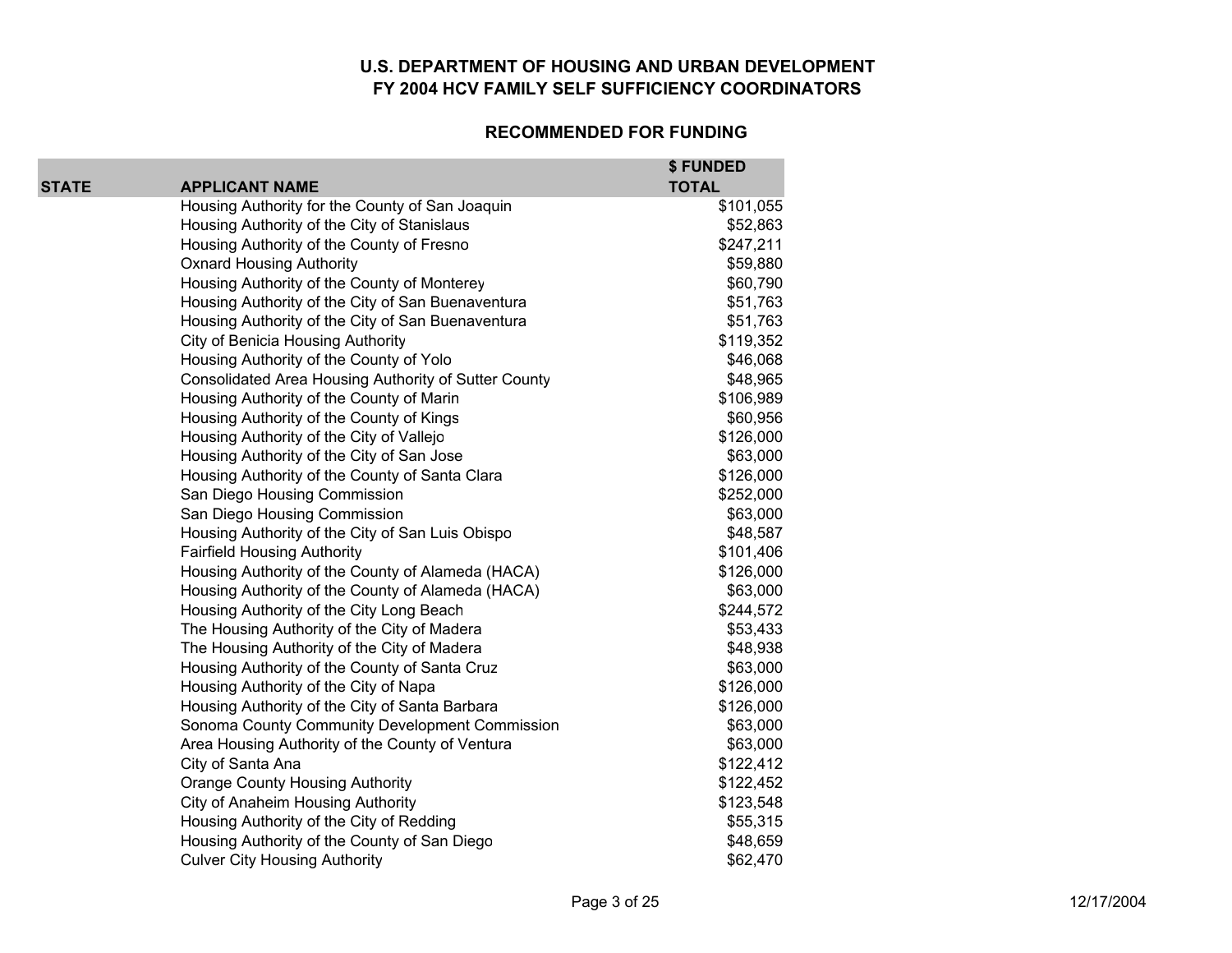## U.S. DEPARTMENT OF HOUSING AND URBAN DEVELOPMENT
## FY 2004 HCV FAMILY SELF SUFFICIENCY COORDINATORS

### RECOMMENDED FOR FUNDING

| STATE | APPLICANT NAME | $ FUNDED TOTAL |
|---|---|---|
| | Housing Authority for the County of San Joaquin | $101,055 |
| | Housing Authority of the City of Stanislaus | $52,863 |
| | Housing Authority of the County of Fresno | $247,211 |
| | Oxnard Housing Authority | $59,880 |
| | Housing Authority of the County of Monterey | $60,790 |
| | Housing Authority of the City of San Buenaventura | $51,763 |
| | Housing Authority of the City of San Buenaventura | $51,763 |
| | City of Benicia Housing Authority | $119,352 |
| | Housing Authority of the County of Yolo | $46,068 |
| | Consolidated Area Housing Authority of Sutter County | $48,965 |
| | Housing Authority of the County of Marin | $106,989 |
| | Housing Authority of the County of Kings | $60,956 |
| | Housing Authority of the City of Vallejo | $126,000 |
| | Housing Authority of the City of San Jose | $63,000 |
| | Housing Authority of the County of Santa Clara | $126,000 |
| | San Diego Housing Commission | $252,000 |
| | San Diego Housing Commission | $63,000 |
| | Housing Authority of the City of San Luis Obispo | $48,587 |
| | Fairfield Housing Authority | $101,406 |
| | Housing Authority of the County of Alameda (HACA) | $126,000 |
| | Housing Authority of the County of Alameda (HACA) | $63,000 |
| | Housing Authority of the City Long Beach | $244,572 |
| | The Housing Authority of the City of Madera | $53,433 |
| | The Housing Authority of the City of Madera | $48,938 |
| | Housing Authority of the County of Santa Cruz | $63,000 |
| | Housing Authority of the City of Napa | $126,000 |
| | Housing Authority of the City of Santa Barbara | $126,000 |
| | Sonoma County Community Development Commission | $63,000 |
| | Area Housing Authority of the County of Ventura | $63,000 |
| | City of Santa Ana | $122,412 |
| | Orange County Housing Authority | $122,452 |
| | City of Anaheim Housing Authority | $123,548 |
| | Housing Authority of the City of Redding | $55,315 |
| | Housing Authority of the County of San Diego | $48,659 |
| | Culver City Housing Authority | $62,470 |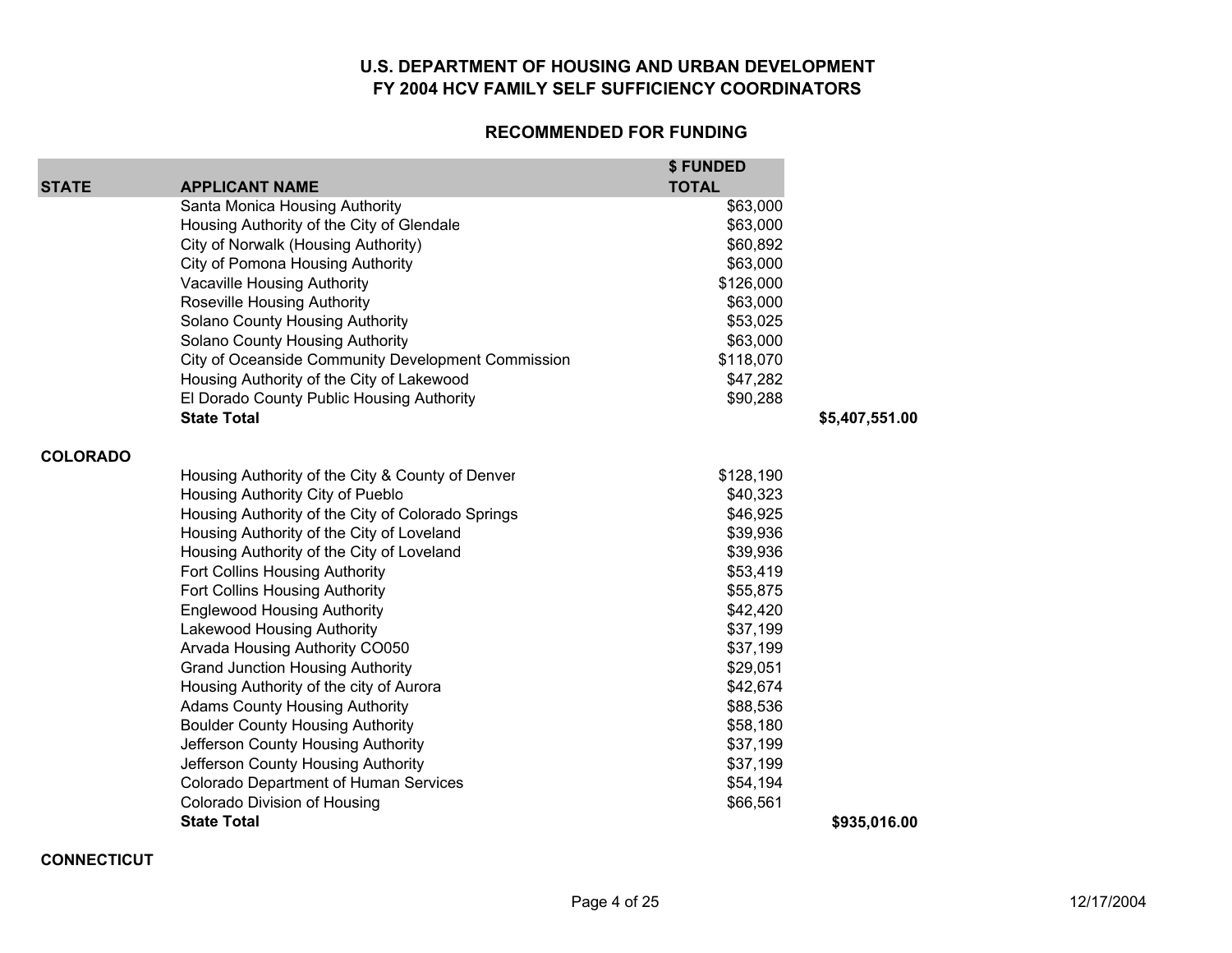## U.S. DEPARTMENT OF HOUSING AND URBAN DEVELOPMENT
## FY 2004 HCV FAMILY SELF SUFFICIENCY COORDINATORS

### RECOMMENDED FOR FUNDING

| STATE | APPLICANT NAME | $ FUNDED TOTAL | |
|---|---|---|---|
| | Santa Monica Housing Authority | $63,000 | |
| | Housing Authority of the City of Glendale | $63,000 | |
| | City of Norwalk (Housing Authority) | $60,892 | |
| | City of Pomona Housing Authority | $63,000 | |
| | Vacaville Housing Authority | $126,000 | |
| | Roseville Housing Authority | $63,000 | |
| | Solano County Housing Authority | $53,025 | |
| | Solano County Housing Authority | $63,000 | |
| | City of Oceanside Community Development Commission | $118,070 | |
| | Housing Authority of the City of Lakewood | $47,282 | |
| | El Dorado County Public Housing Authority | $90,288 | |
| | **State Total** | | **$5,407,551.00** |
| **COLORADO** | | | |
| | Housing Authority of the City & County of Denver | $128,190 | |
| | Housing Authority City of Pueblo | $40,323 | |
| | Housing Authority of the City of Colorado Springs | $46,925 | |
| | Housing Authority of the City of Loveland | $39,936 | |
| | Housing Authority of the City of Loveland | $39,936 | |
| | Fort Collins Housing Authority | $53,419 | |
| | Fort Collins Housing Authority | $55,875 | |
| | Englewood Housing Authority | $42,420 | |
| | Lakewood Housing Authority | $37,199 | |
| | Arvada Housing Authority CO050 | $37,199 | |
| | Grand Junction Housing Authority | $29,051 | |
| | Housing Authority of the city of Aurora | $42,674 | |
| | Adams County Housing Authority | $88,536 | |
| | Boulder County Housing Authority | $58,180 | |
| | Jefferson County Housing Authority | $37,199 | |
| | Jefferson County Housing Authority | $37,199 | |
| | Colorado Department of Human Services | $54,194 | |
| | Colorado Division of Housing | $66,561 | |
| | **State Total** | | **$935,016.00** |
| **CONNECTICUT** | | | |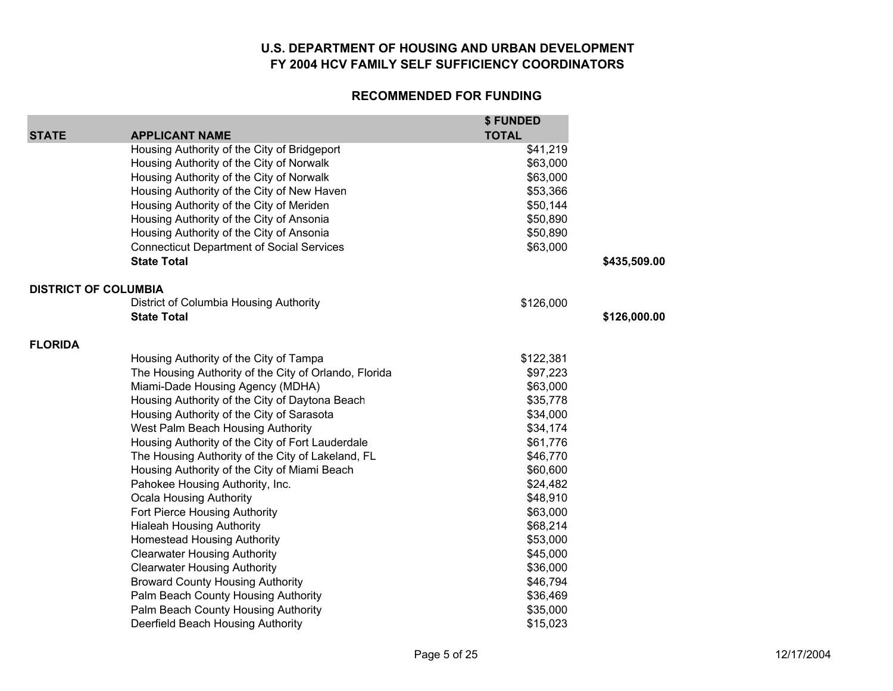## U.S. DEPARTMENT OF HOUSING AND URBAN DEVELOPMENT
## FY 2004 HCV FAMILY SELF SUFFICIENCY COORDINATORS

### RECOMMENDED FOR FUNDING

| STATE | APPLICANT NAME | $ FUNDED TOTAL | |
|---|---|---|---|
| | Housing Authority of the City of Bridgeport | $41,219 | |
| | Housing Authority of the City of Norwalk | $63,000 | |
| | Housing Authority of the City of Norwalk | $63,000 | |
| | Housing Authority of the City of New Haven | $53,366 | |
| | Housing Authority of the City of Meriden | $50,144 | |
| | Housing Authority of the City of Ansonia | $50,890 | |
| | Housing Authority of the City of Ansonia | $50,890 | |
| | Connecticut Department of Social Services | $63,000 | |
| | **State Total** | | **$435,509.00** |
| **DISTRICT OF COLUMBIA** | | | |
| | District of Columbia Housing Authority | $126,000 | |
| | **State Total** | | **$126,000.00** |
| **FLORIDA** | | | |
| | Housing Authority of the City of Tampa | $122,381 | |
| | The Housing Authority of the City of Orlando, Florida | $97,223 | |
| | Miami-Dade Housing Agency (MDHA) | $63,000 | |
| | Housing Authority of the City of Daytona Beach | $35,778 | |
| | Housing Authority of the City of Sarasota | $34,000 | |
| | West Palm Beach Housing Authority | $34,174 | |
| | Housing Authority of the City of Fort Lauderdale | $61,776 | |
| | The Housing Authority of the City of Lakeland, FL | $46,770 | |
| | Housing Authority of the City of Miami Beach | $60,600 | |
| | Pahokee Housing Authority, Inc. | $24,482 | |
| | Ocala Housing Authority | $48,910 | |
| | Fort Pierce Housing Authority | $63,000 | |
| | Hialeah Housing Authority | $68,214 | |
| | Homestead Housing Authority | $53,000 | |
| | Clearwater Housing Authority | $45,000 | |
| | Clearwater Housing Authority | $36,000 | |
| | Broward County Housing Authority | $46,794 | |
| | Palm Beach County Housing Authority | $36,469 | |
| | Palm Beach County Housing Authority | $35,000 | |
| | Deerfield Beach Housing Authority | $15,023 | |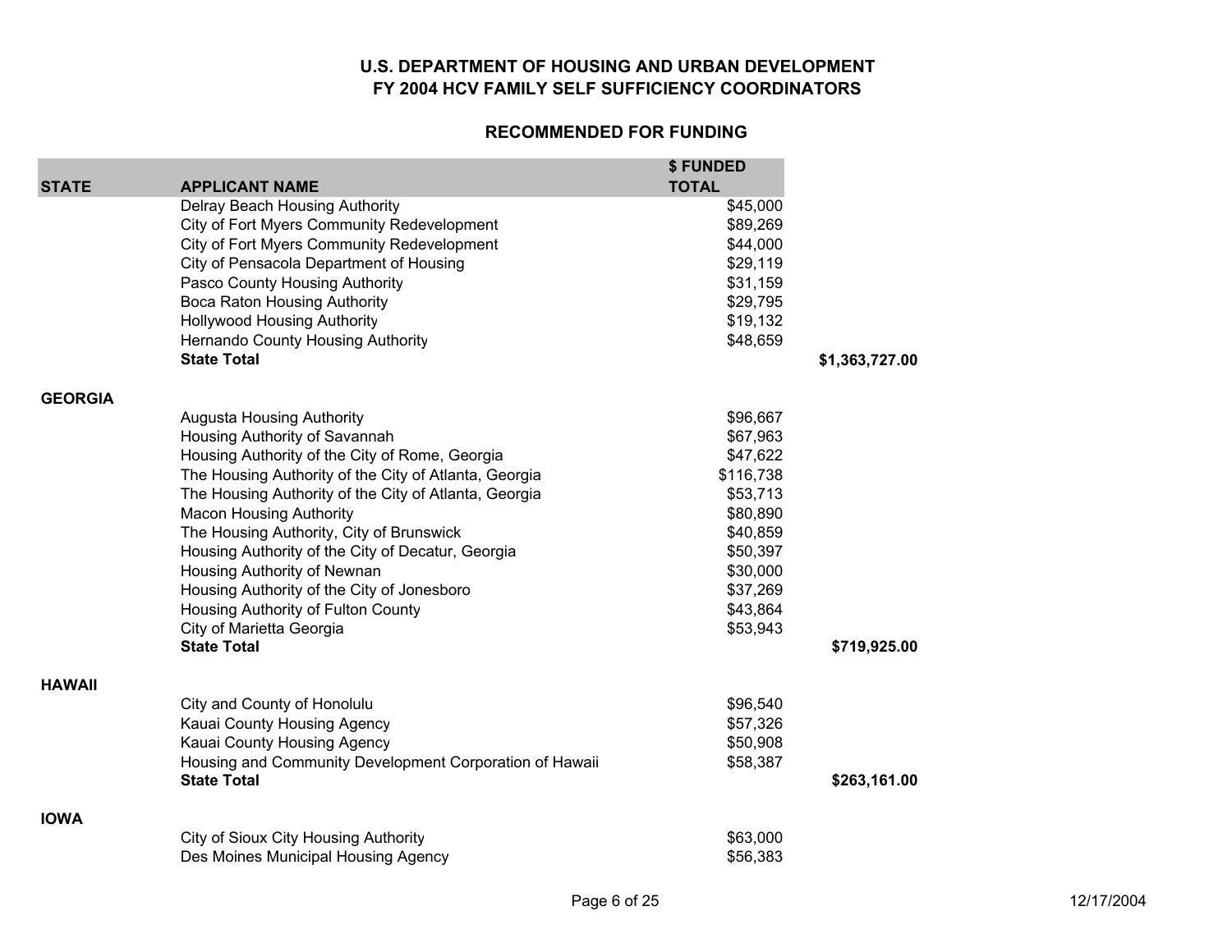**U.S. DEPARTMENT OF HOUSING AND URBAN DEVELOPMENT**
**FY 2004 HCV FAMILY SELF SUFFICIENCY COORDINATORS**

**RECOMMENDED FOR FUNDING**

| STATE | APPLICANT NAME | $ FUNDED TOTAL | |
|---|---|---|---|
| | Delray Beach Housing Authority | $45,000 | |
| | City of Fort Myers Community Redevelopment | $89,269 | |
| | City of Fort Myers Community Redevelopment | $44,000 | |
| | City of Pensacola Department of Housing | $29,119 | |
| | Pasco County Housing Authority | $31,159 | |
| | Boca Raton Housing Authority | $29,795 | |
| | Hollywood Housing Authority | $19,132 | |
| | Hernando County Housing Authority | $48,659 | |
| | **State Total** | | **$1,363,727.00** |
| **GEORGIA** | | | |
| | Augusta Housing Authority | $96,667 | |
| | Housing Authority of Savannah | $67,963 | |
| | Housing Authority of the City of Rome, Georgia | $47,622 | |
| | The Housing Authority of the City of Atlanta, Georgia | $116,738 | |
| | The Housing Authority of the City of Atlanta, Georgia | $53,713 | |
| | Macon Housing Authority | $80,890 | |
| | The Housing Authority, City of Brunswick | $40,859 | |
| | Housing Authority of the City of Decatur, Georgia | $50,397 | |
| | Housing Authority of Newnan | $30,000 | |
| | Housing Authority of the City of Jonesboro | $37,269 | |
| | Housing Authority of Fulton County | $43,864 | |
| | City of Marietta Georgia | $53,943 | |
| | **State Total** | | **$719,925.00** |
| **HAWAII** | | | |
| | City and County of Honolulu | $96,540 | |
| | Kauai County Housing Agency | $57,326 | |
| | Kauai County Housing Agency | $50,908 | |
| | Housing and Community Development Corporation of Hawaii | $58,387 | |
| | **State Total** | | **$263,161.00** |
| **IOWA** | | | |
| | City of Sioux City Housing Authority | $63,000 | |
| | Des Moines Municipal Housing Agency | $56,383 | |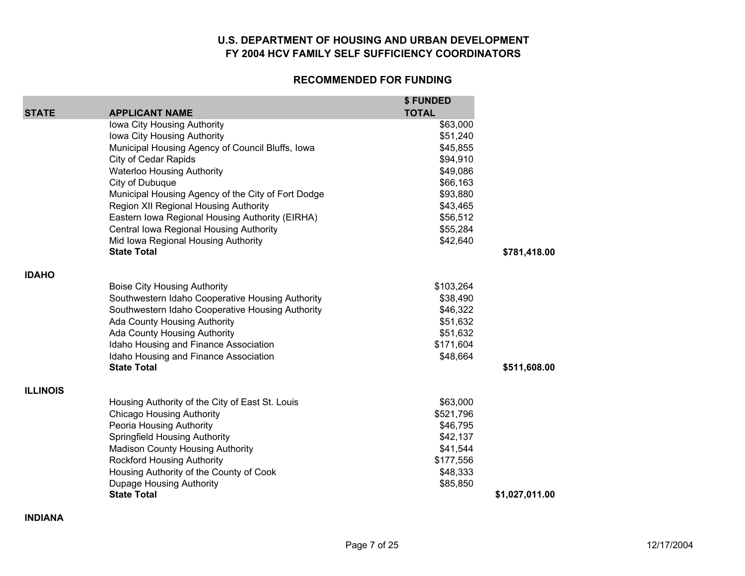## U.S. DEPARTMENT OF HOUSING AND URBAN DEVELOPMENT
## FY 2004 HCV FAMILY SELF SUFFICIENCY COORDINATORS

### RECOMMENDED FOR FUNDING

| STATE | APPLICANT NAME | $ FUNDED TOTAL | |
|---|---|---|---|
| | Iowa City Housing Authority | $63,000 | |
| | Iowa City Housing Authority | $51,240 | |
| | Municipal Housing Agency of Council Bluffs, Iowa | $45,855 | |
| | City of Cedar Rapids | $94,910 | |
| | Waterloo Housing Authority | $49,086 | |
| | City of Dubuque | $66,163 | |
| | Municipal Housing Agency of the City of Fort Dodge | $93,880 | |
| | Region XII Regional Housing Authority | $43,465 | |
| | Eastern Iowa Regional Housing Authority (EIRHA) | $56,512 | |
| | Central Iowa Regional Housing Authority | $55,284 | |
| | Mid Iowa Regional Housing Authority | $42,640 | |
| | **State Total** | | **$781,418.00** |
| **IDAHO** | | | |
| | Boise City Housing Authority | $103,264 | |
| | Southwestern Idaho Cooperative Housing Authority | $38,490 | |
| | Southwestern Idaho Cooperative Housing Authority | $46,322 | |
| | Ada County Housing Authority | $51,632 | |
| | Ada County Housing Authority | $51,632 | |
| | Idaho Housing and Finance Association | $171,604 | |
| | Idaho Housing and Finance Association | $48,664 | |
| | **State Total** | | **$511,608.00** |
| **ILLINOIS** | | | |
| | Housing Authority of the City of East St. Louis | $63,000 | |
| | Chicago Housing Authority | $521,796 | |
| | Peoria Housing Authority | $46,795 | |
| | Springfield Housing Authority | $42,137 | |
| | Madison County Housing Authority | $41,544 | |
| | Rockford Housing Authority | $177,556 | |
| | Housing Authority of the County of Cook | $48,333 | |
| | Dupage Housing Authority | $85,850 | |
| | **State Total** | | **$1,027,011.00** |
| **INDIANA** | | | |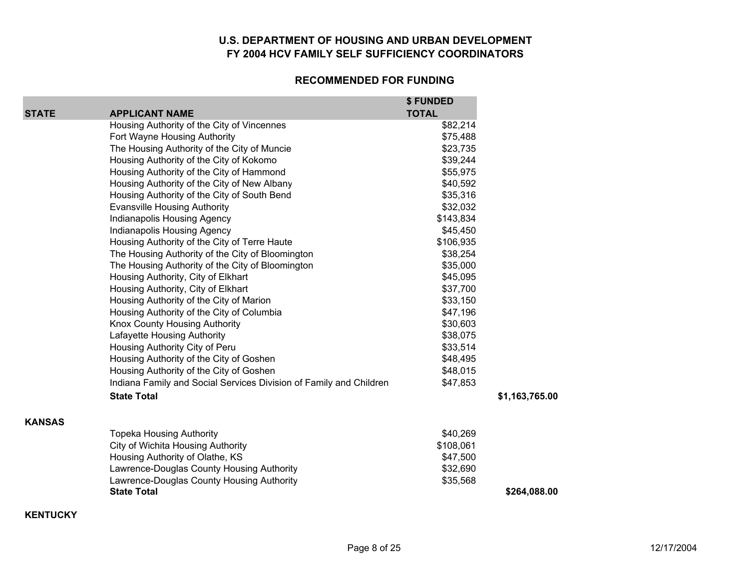# U.S. DEPARTMENT OF HOUSING AND URBAN DEVELOPMENT
# FY 2004 HCV FAMILY SELF SUFFICIENCY COORDINATORS

## RECOMMENDED FOR FUNDING

| STATE | APPLICANT NAME | $ FUNDED TOTAL | |
|---|---|---|---|
| | Housing Authority of the City of Vincennes | $82,214 | |
| | Fort Wayne Housing Authority | $75,488 | |
| | The Housing Authority of the City of Muncie | $23,735 | |
| | Housing Authority of the City of Kokomo | $39,244 | |
| | Housing Authority of the City of Hammond | $55,975 | |
| | Housing Authority of the City of New Albany | $40,592 | |
| | Housing Authority of the City of South Bend | $35,316 | |
| | Evansville Housing Authority | $32,032 | |
| | Indianapolis Housing Agency | $143,834 | |
| | Indianapolis Housing Agency | $45,450 | |
| | Housing Authority of the City of Terre Haute | $106,935 | |
| | The Housing Authority of the City of Bloomington | $38,254 | |
| | The Housing Authority of the City of Bloomington | $35,000 | |
| | Housing Authority, City of Elkhart | $45,095 | |
| | Housing Authority, City of Elkhart | $37,700 | |
| | Housing Authority of the City of Marion | $33,150 | |
| | Housing Authority of the City of Columbia | $47,196 | |
| | Knox County Housing Authority | $30,603 | |
| | Lafayette Housing Authority | $38,075 | |
| | Housing Authority City of Peru | $33,514 | |
| | Housing Authority of the City of Goshen | $48,495 | |
| | Housing Authority of the City of Goshen | $48,015 | |
| | Indiana Family and Social Services Division of Family and Children | $47,853 | |
| | **State Total** | | **$1,163,765.00** |
| **KANSAS** | | | |
| | Topeka Housing Authority | $40,269 | |
| | City of Wichita Housing Authority | $108,061 | |
| | Housing Authority of Olathe, KS | $47,500 | |
| | Lawrence-Douglas County Housing Authority | $32,690 | |
| | Lawrence-Douglas County Housing Authority | $35,568 | |
| | **State Total** | | **$264,088.00** |
| **KENTUCKY** | | | |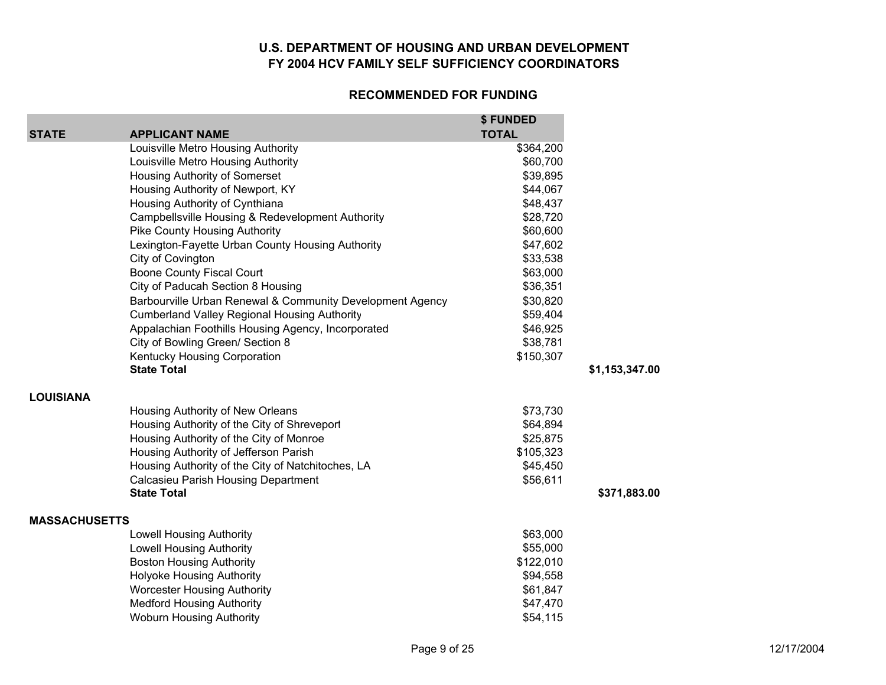## U.S. DEPARTMENT OF HOUSING AND URBAN DEVELOPMENT
## FY 2004 HCV FAMILY SELF SUFFICIENCY COORDINATORS

### RECOMMENDED FOR FUNDING

| STATE | APPLICANT NAME | $ FUNDED TOTAL | |
|---|---|---|---|
| | Louisville Metro Housing Authority | $364,200 | |
| | Louisville Metro Housing Authority | $60,700 | |
| | Housing Authority of Somerset | $39,895 | |
| | Housing Authority of Newport, KY | $44,067 | |
| | Housing Authority of Cynthiana | $48,437 | |
| | Campbellsville Housing & Redevelopment Authority | $28,720 | |
| | Pike County Housing Authority | $60,600 | |
| | Lexington-Fayette Urban County Housing Authority | $47,602 | |
| | City of Covington | $33,538 | |
| | Boone County Fiscal Court | $63,000 | |
| | City of Paducah Section 8 Housing | $36,351 | |
| | Barbourville Urban Renewal & Community Development Agency | $30,820 | |
| | Cumberland Valley Regional Housing Authority | $59,404 | |
| | Appalachian Foothills Housing Agency, Incorporated | $46,925 | |
| | City of Bowling Green/ Section 8 | $38,781 | |
| | Kentucky Housing Corporation | $150,307 | |
| | **State Total** | | **$1,153,347.00** |
| **LOUISIANA** | | | |
| | Housing Authority of New Orleans | $73,730 | |
| | Housing Authority of the City of Shreveport | $64,894 | |
| | Housing Authority of the City of Monroe | $25,875 | |
| | Housing Authority of Jefferson Parish | $105,323 | |
| | Housing Authority of the City of Natchitoches, LA | $45,450 | |
| | Calcasieu Parish Housing Department | $56,611 | |
| | **State Total** | | **$371,883.00** |
| **MASSACHUSETTS** | | | |
| | Lowell Housing Authority | $63,000 | |
| | Lowell Housing Authority | $55,000 | |
| | Boston Housing Authority | $122,010 | |
| | Holyoke Housing Authority | $94,558 | |
| | Worcester Housing Authority | $61,847 | |
| | Medford Housing Authority | $47,470 | |
| | Woburn Housing Authority | $54,115 | |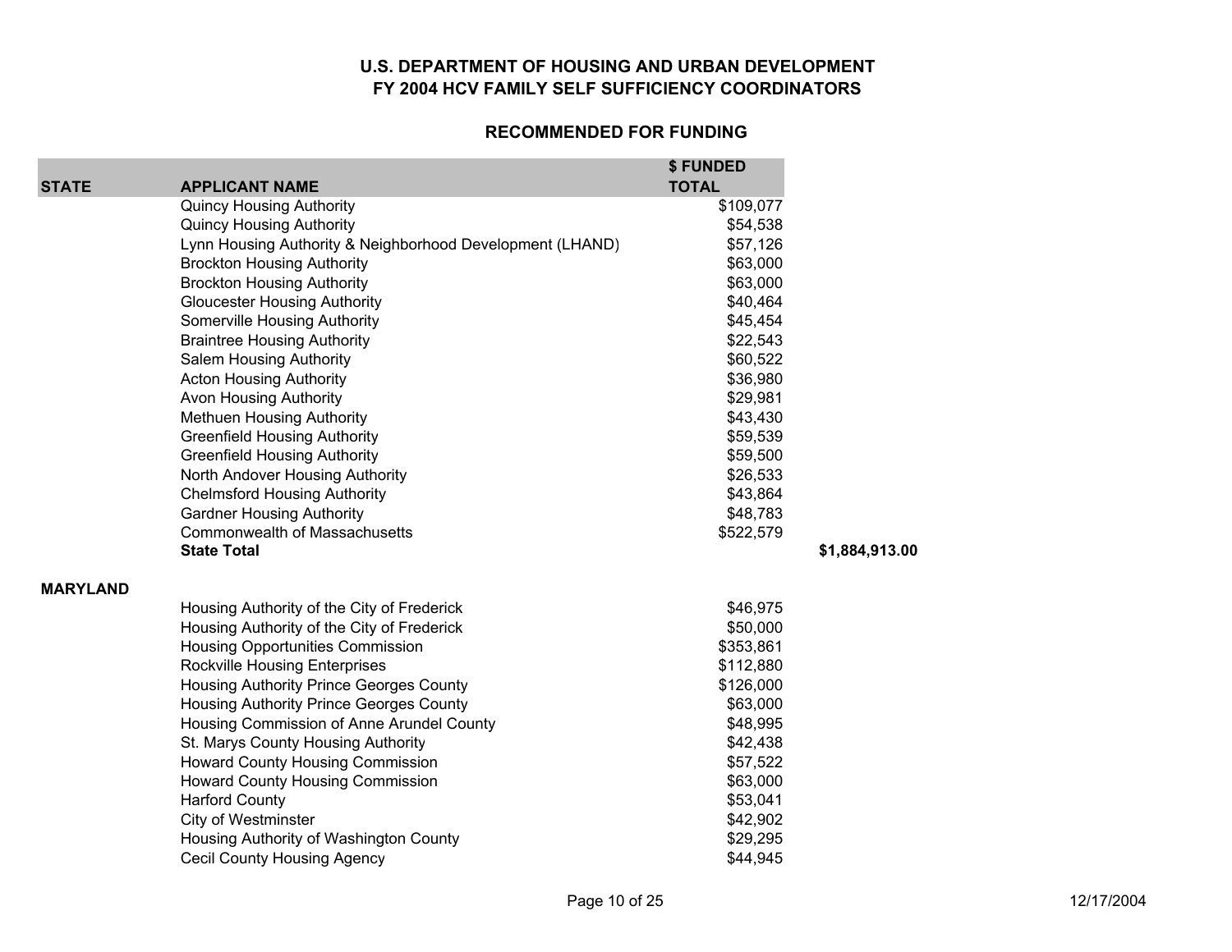# U.S. DEPARTMENT OF HOUSING AND URBAN DEVELOPMENT
## FY 2004 HCV FAMILY SELF SUFFICIENCY COORDINATORS

### RECOMMENDED FOR FUNDING

| STATE | APPLICANT NAME | $ FUNDED TOTAL | |
|---|---|---|---|
| | Quincy Housing Authority | $109,077 | |
| | Quincy Housing Authority | $54,538 | |
| | Lynn Housing Authority & Neighborhood Development (LHAND) | $57,126 | |
| | Brockton Housing Authority | $63,000 | |
| | Brockton Housing Authority | $63,000 | |
| | Gloucester Housing Authority | $40,464 | |
| | Somerville Housing Authority | $45,454 | |
| | Braintree Housing Authority | $22,543 | |
| | Salem Housing Authority | $60,522 | |
| | Acton Housing Authority | $36,980 | |
| | Avon Housing Authority | $29,981 | |
| | Methuen Housing Authority | $43,430 | |
| | Greenfield Housing Authority | $59,539 | |
| | Greenfield Housing Authority | $59,500 | |
| | North Andover Housing Authority | $26,533 | |
| | Chelmsford Housing Authority | $43,864 | |
| | Gardner Housing Authority | $48,783 | |
| | Commonwealth of Massachusetts | $522,579 | |
| | **State Total** | | **$1,884,913.00** |
| **MARYLAND** | | | |
| | Housing Authority of the City of Frederick | $46,975 | |
| | Housing Authority of the City of Frederick | $50,000 | |
| | Housing Opportunities Commission | $353,861 | |
| | Rockville Housing Enterprises | $112,880 | |
| | Housing Authority Prince Georges County | $126,000 | |
| | Housing Authority Prince Georges County | $63,000 | |
| | Housing Commission of Anne Arundel County | $48,995 | |
| | St. Marys County Housing Authority | $42,438 | |
| | Howard County Housing Commission | $57,522 | |
| | Howard County Housing Commission | $63,000 | |
| | Harford County | $53,041 | |
| | City of Westminster | $42,902 | |
| | Housing Authority of Washington County | $29,295 | |
| | Cecil County Housing Agency | $44,945 | |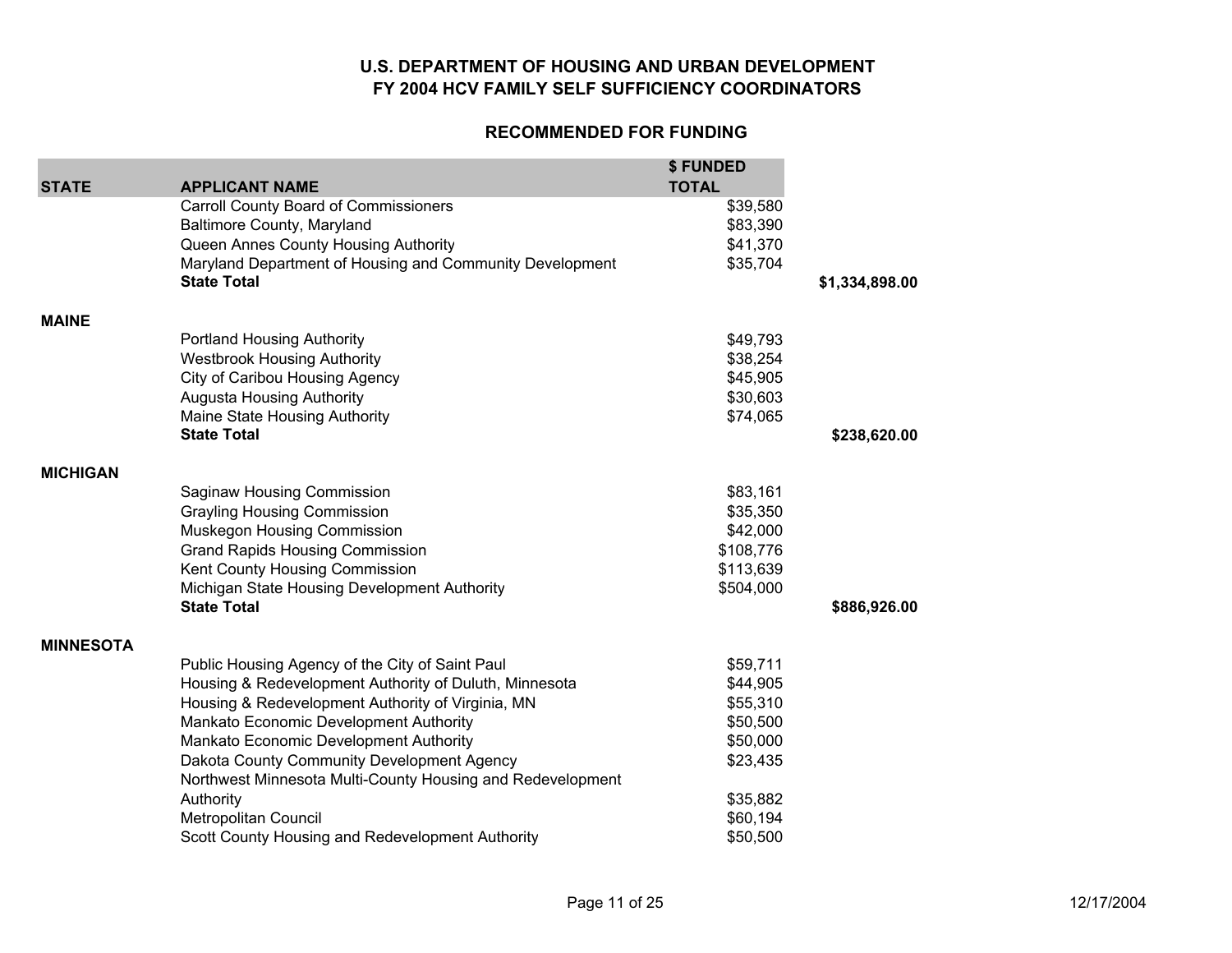## U.S. DEPARTMENT OF HOUSING AND URBAN DEVELOPMENT
## FY 2004 HCV FAMILY SELF SUFFICIENCY COORDINATORS

### RECOMMENDED FOR FUNDING

| STATE | APPLICANT NAME | $ FUNDED TOTAL | |
|---|---|---|---|
| | Carroll County Board of Commissioners | $39,580 | |
| | Baltimore County, Maryland | $83,390 | |
| | Queen Annes County Housing Authority | $41,370 | |
| | Maryland Department of Housing and Community Development | $35,704 | |
| | **State Total** | | **$1,334,898.00** |
| **MAINE** | | | |
| | Portland Housing Authority | $49,793 | |
| | Westbrook Housing Authority | $38,254 | |
| | City of Caribou Housing Agency | $45,905 | |
| | Augusta Housing Authority | $30,603 | |
| | Maine State Housing Authority | $74,065 | |
| | **State Total** | | **$238,620.00** |
| **MICHIGAN** | | | |
| | Saginaw Housing Commission | $83,161 | |
| | Grayling Housing Commission | $35,350 | |
| | Muskegon Housing Commission | $42,000 | |
| | Grand Rapids Housing Commission | $108,776 | |
| | Kent County Housing Commission | $113,639 | |
| | Michigan State Housing Development Authority | $504,000 | |
| | **State Total** | | **$886,926.00** |
| **MINNESOTA** | | | |
| | Public Housing Agency of the City of Saint Paul | $59,711 | |
| | Housing & Redevelopment Authority of Duluth, Minnesota | $44,905 | |
| | Housing & Redevelopment Authority of Virginia, MN | $55,310 | |
| | Mankato Economic Development Authority | $50,500 | |
| | Mankato Economic Development Authority | $50,000 | |
| | Dakota County Community Development Agency | $23,435 | |
| | Northwest Minnesota Multi-County Housing and Redevelopment Authority | $35,882 | |
| | Metropolitan Council | $60,194 | |
| | Scott County Housing and Redevelopment Authority | $50,500 | |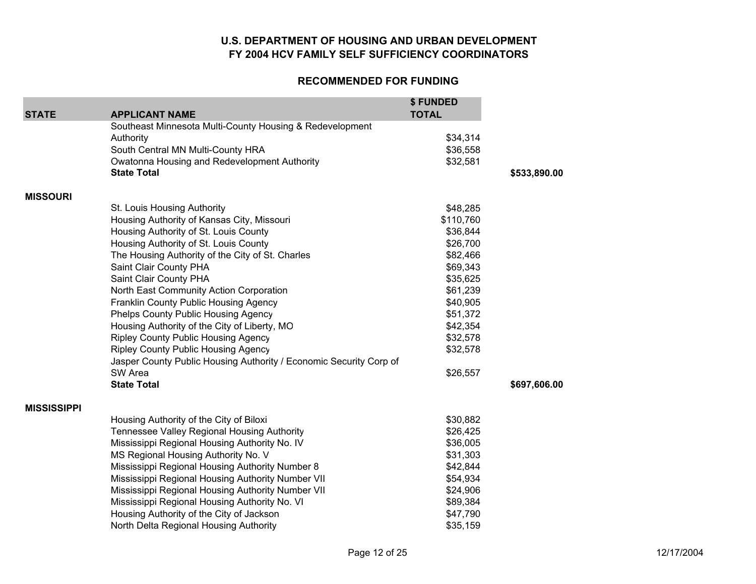# U.S. DEPARTMENT OF HOUSING AND URBAN DEVELOPMENT
## FY 2004 HCV FAMILY SELF SUFFICIENCY COORDINATORS

### RECOMMENDED FOR FUNDING

| STATE | APPLICANT NAME | $ FUNDED TOTAL | |
|---|---|---|---|
| | Southeast Minnesota Multi-County Housing & Redevelopment Authority | $34,314 | |
| | South Central MN Multi-County HRA | $36,558 | |
| | Owatonna Housing and Redevelopment Authority | $32,581 | |
| | **State Total** | | **$533,890.00** |
| **MISSOURI** | | | |
| | St. Louis Housing Authority | $48,285 | |
| | Housing Authority of Kansas City, Missouri | $110,760 | |
| | Housing Authority of St. Louis County | $36,844 | |
| | Housing Authority of St. Louis County | $26,700 | |
| | The Housing Authority of the City of St. Charles | $82,466 | |
| | Saint Clair County PHA | $69,343 | |
| | Saint Clair County PHA | $35,625 | |
| | North East Community Action Corporation | $61,239 | |
| | Franklin County Public Housing Agency | $40,905 | |
| | Phelps County Public Housing Agency | $51,372 | |
| | Housing Authority of the City of Liberty, MO | $42,354 | |
| | Ripley County Public Housing Agency | $32,578 | |
| | Ripley County Public Housing Agency | $32,578 | |
| | Jasper County Public Housing Authority / Economic Security Corp of SW Area | $26,557 | |
| | **State Total** | | **$697,606.00** |
| **MISSISSIPPI** | | | |
| | Housing Authority of the City of Biloxi | $30,882 | |
| | Tennessee Valley Regional Housing Authority | $26,425 | |
| | Mississippi Regional Housing Authority No. IV | $36,005 | |
| | MS Regional Housing Authority No. V | $31,303 | |
| | Mississippi Regional Housing Authority Number 8 | $42,844 | |
| | Mississippi Regional Housing Authority Number VII | $54,934 | |
| | Mississippi Regional Housing Authority Number VII | $24,906 | |
| | Mississippi Regional Housing Authority No. VI | $89,384 | |
| | Housing Authority of the City of Jackson | $47,790 | |
| | North Delta Regional Housing Authority | $35,159 | |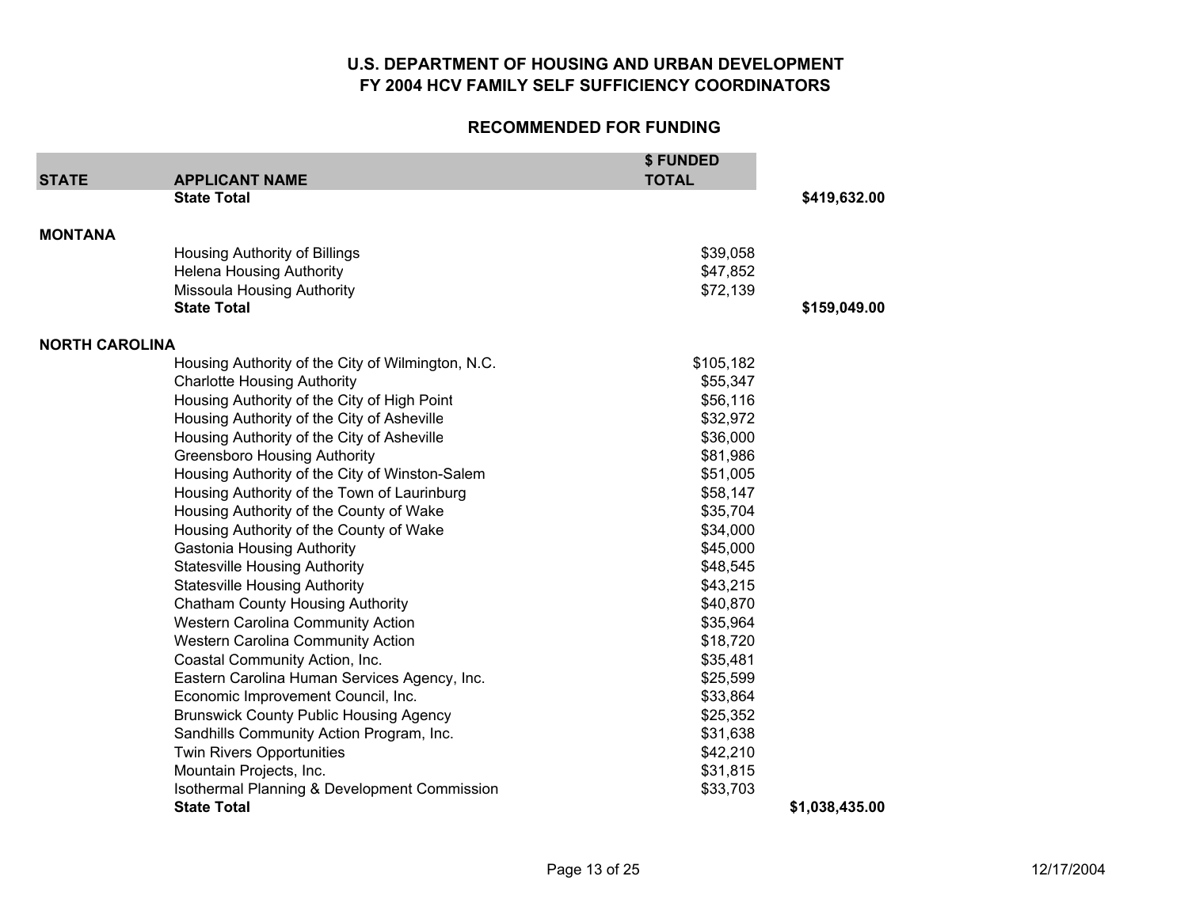# U.S. DEPARTMENT OF HOUSING AND URBAN DEVELOPMENT
# FY 2004 HCV FAMILY SELF SUFFICIENCY COORDINATORS

## RECOMMENDED FOR FUNDING

| STATE | APPLICANT NAME | $ FUNDED TOTAL | |
|---|---|---|---|
| | **State Total** | | **$419,632.00** |
| **MONTANA** | | | |
| | Housing Authority of Billings | $39,058 | |
| | Helena Housing Authority | $47,852 | |
| | Missoula Housing Authority | $72,139 | |
| | **State Total** | | **$159,049.00** |
| **NORTH CAROLINA** | | | |
| | Housing Authority of the City of Wilmington, N.C. | $105,182 | |
| | Charlotte Housing Authority | $55,347 | |
| | Housing Authority of the City of High Point | $56,116 | |
| | Housing Authority of the City of Asheville | $32,972 | |
| | Housing Authority of the City of Asheville | $36,000 | |
| | Greensboro Housing Authority | $81,986 | |
| | Housing Authority of the City of Winston-Salem | $51,005 | |
| | Housing Authority of the Town of Laurinburg | $58,147 | |
| | Housing Authority of the County of Wake | $35,704 | |
| | Housing Authority of the County of Wake | $34,000 | |
| | Gastonia Housing Authority | $45,000 | |
| | Statesville Housing Authority | $48,545 | |
| | Statesville Housing Authority | $43,215 | |
| | Chatham County Housing Authority | $40,870 | |
| | Western Carolina Community Action | $35,964 | |
| | Western Carolina Community Action | $18,720 | |
| | Coastal Community Action, Inc. | $35,481 | |
| | Eastern Carolina Human Services Agency, Inc. | $25,599 | |
| | Economic Improvement Council, Inc. | $33,864 | |
| | Brunswick County Public Housing Agency | $25,352 | |
| | Sandhills Community Action Program, Inc. | $31,638 | |
| | Twin Rivers Opportunities | $42,210 | |
| | Mountain Projects, Inc. | $31,815 | |
| | Isothermal Planning & Development Commission | $33,703 | |
| | **State Total** | | **$1,038,435.00** |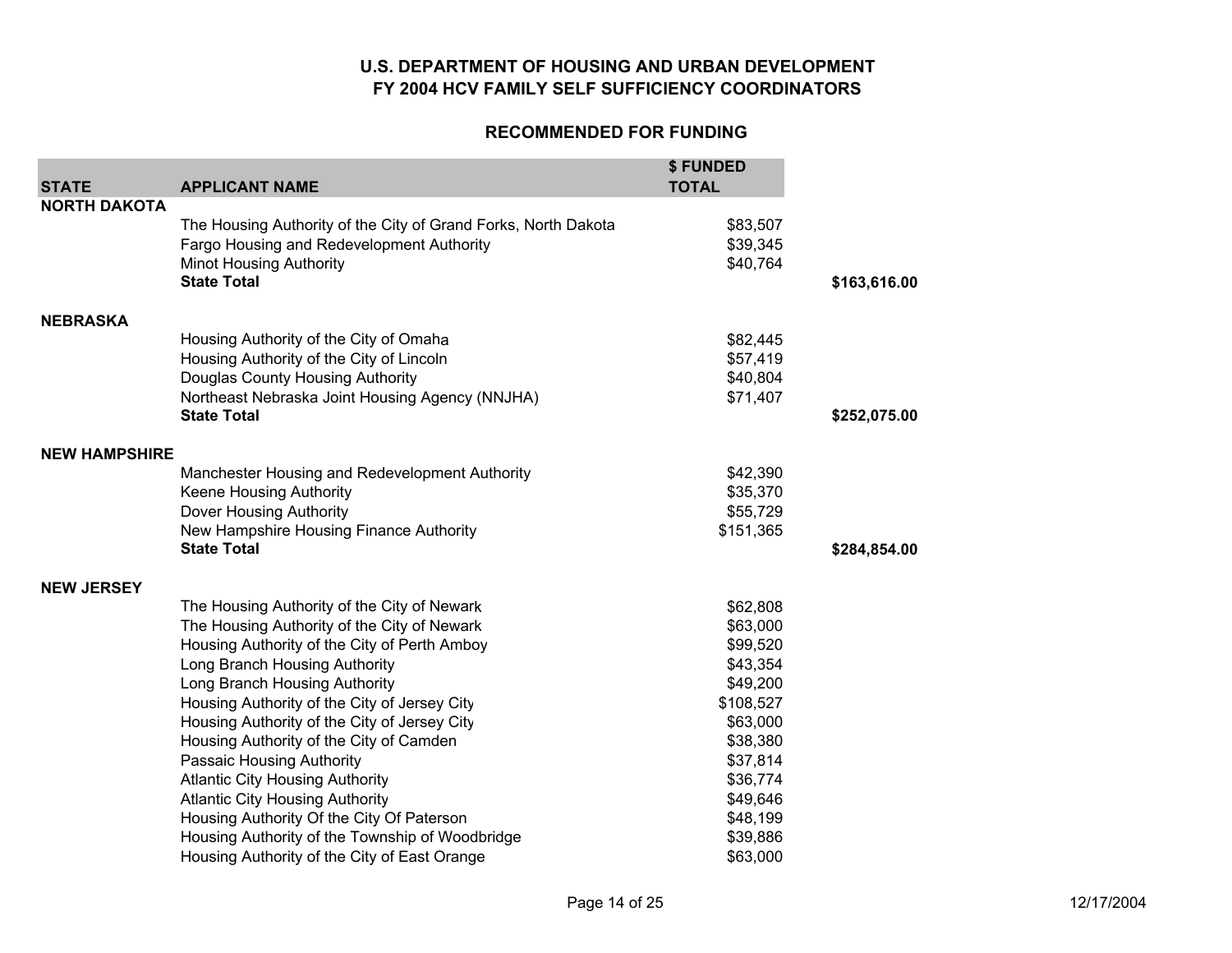**U.S. DEPARTMENT OF HOUSING AND URBAN DEVELOPMENT**
**FY 2004 HCV FAMILY SELF SUFFICIENCY COORDINATORS**

**RECOMMENDED FOR FUNDING**

| STATE | APPLICANT NAME | $ FUNDED TOTAL | |
|---|---|---|---|
| **NORTH DAKOTA** | | | |
| | The Housing Authority of the City of Grand Forks, North Dakota | $83,507 | |
| | Fargo Housing and Redevelopment Authority | $39,345 | |
| | Minot Housing Authority | $40,764 | |
| | **State Total** | | **$163,616.00** |
| **NEBRASKA** | | | |
| | Housing Authority of the City of Omaha | $82,445 | |
| | Housing Authority of the City of Lincoln | $57,419 | |
| | Douglas County Housing Authority | $40,804 | |
| | Northeast Nebraska Joint Housing Agency (NNJHA) | $71,407 | |
| | **State Total** | | **$252,075.00** |
| **NEW HAMPSHIRE** | | | |
| | Manchester Housing and Redevelopment Authority | $42,390 | |
| | Keene Housing Authority | $35,370 | |
| | Dover Housing Authority | $55,729 | |
| | New Hampshire Housing Finance Authority | $151,365 | |
| | **State Total** | | **$284,854.00** |
| **NEW JERSEY** | | | |
| | The Housing Authority of the City of Newark | $62,808 | |
| | The Housing Authority of the City of Newark | $63,000 | |
| | Housing Authority of the City of Perth Amboy | $99,520 | |
| | Long Branch Housing Authority | $43,354 | |
| | Long Branch Housing Authority | $49,200 | |
| | Housing Authority of the City of Jersey City | $108,527 | |
| | Housing Authority of the City of Jersey City | $63,000 | |
| | Housing Authority of the City of Camden | $38,380 | |
| | Passaic Housing Authority | $37,814 | |
| | Atlantic City Housing Authority | $36,774 | |
| | Atlantic City Housing Authority | $49,646 | |
| | Housing Authority Of the City Of Paterson | $48,199 | |
| | Housing Authority of the Township of Woodbridge | $39,886 | |
| | Housing Authority of the City of East Orange | $63,000 | |

12/17/2004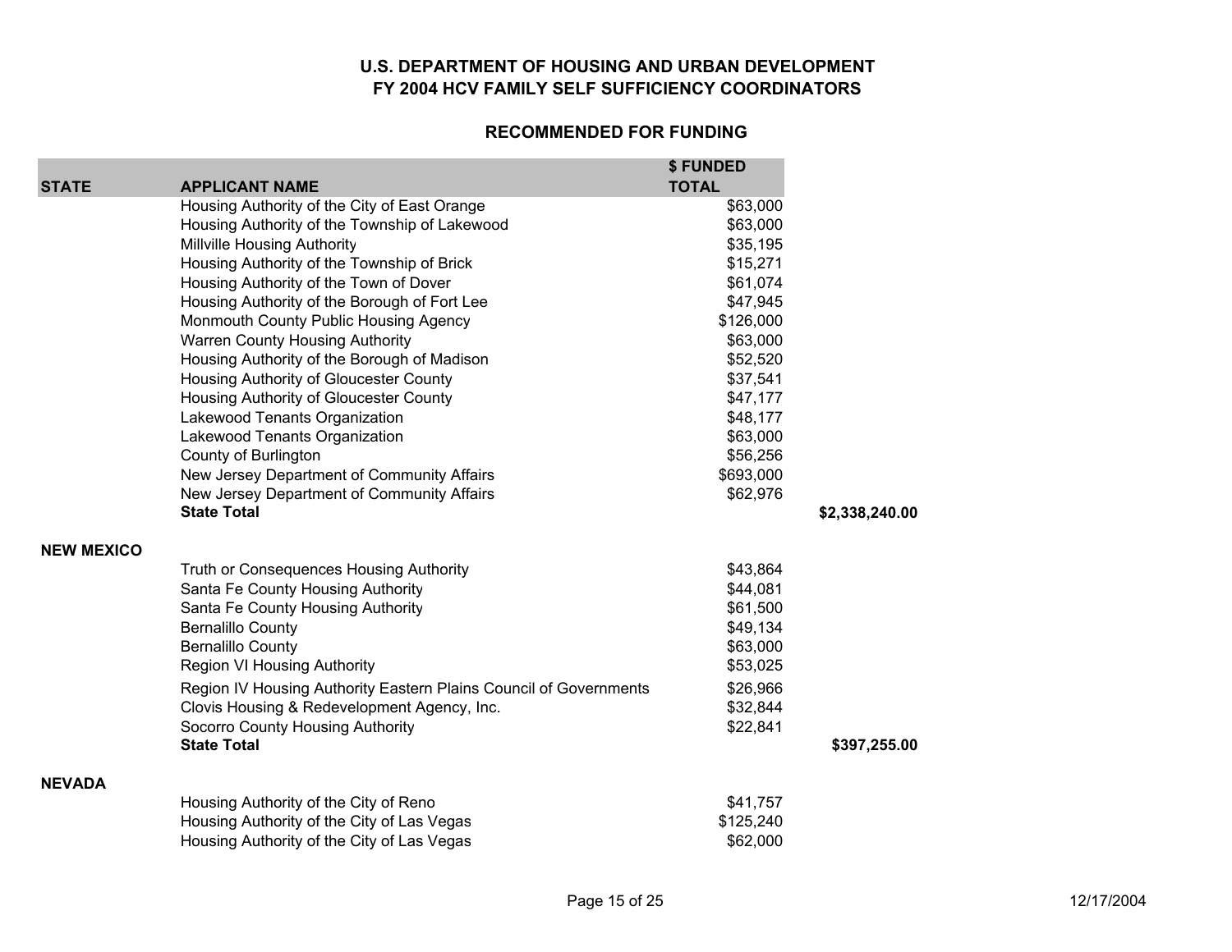# U.S. DEPARTMENT OF HOUSING AND URBAN DEVELOPMENT
# FY 2004 HCV FAMILY SELF SUFFICIENCY COORDINATORS

## RECOMMENDED FOR FUNDING

| STATE | APPLICANT NAME | $ FUNDED TOTAL | |
|---|---|---|---|
| | Housing Authority of the City of East Orange | $63,000 | |
| | Housing Authority of the Township of Lakewood | $63,000 | |
| | Millville Housing Authority | $35,195 | |
| | Housing Authority of the Township of Brick | $15,271 | |
| | Housing Authority of the Town of Dover | $61,074 | |
| | Housing Authority of the Borough of Fort Lee | $47,945 | |
| | Monmouth County Public Housing Agency | $126,000 | |
| | Warren County Housing Authority | $63,000 | |
| | Housing Authority of the Borough of Madison | $52,520 | |
| | Housing Authority of Gloucester County | $37,541 | |
| | Housing Authority of Gloucester County | $47,177 | |
| | Lakewood Tenants Organization | $48,177 | |
| | Lakewood Tenants Organization | $63,000 | |
| | County of Burlington | $56,256 | |
| | New Jersey Department of Community Affairs | $693,000 | |
| | New Jersey Department of Community Affairs | $62,976 | |
| | **State Total** | | **$2,338,240.00** |
| **NEW MEXICO** | | | |
| | Truth or Consequences Housing Authority | $43,864 | |
| | Santa Fe County Housing Authority | $44,081 | |
| | Santa Fe County Housing Authority | $61,500 | |
| | Bernalillo County | $49,134 | |
| | Bernalillo County | $63,000 | |
| | Region VI Housing Authority | $53,025 | |
| | Region IV Housing Authority Eastern Plains Council of Governments | $26,966 | |
| | Clovis Housing & Redevelopment Agency, Inc. | $32,844 | |
| | Socorro County Housing Authority | $22,841 | |
| | **State Total** | | **$397,255.00** |
| **NEVADA** | | | |
| | Housing Authority of the City of Reno | $41,757 | |
| | Housing Authority of the City of Las Vegas | $125,240 | |
| | Housing Authority of the City of Las Vegas | $62,000 | |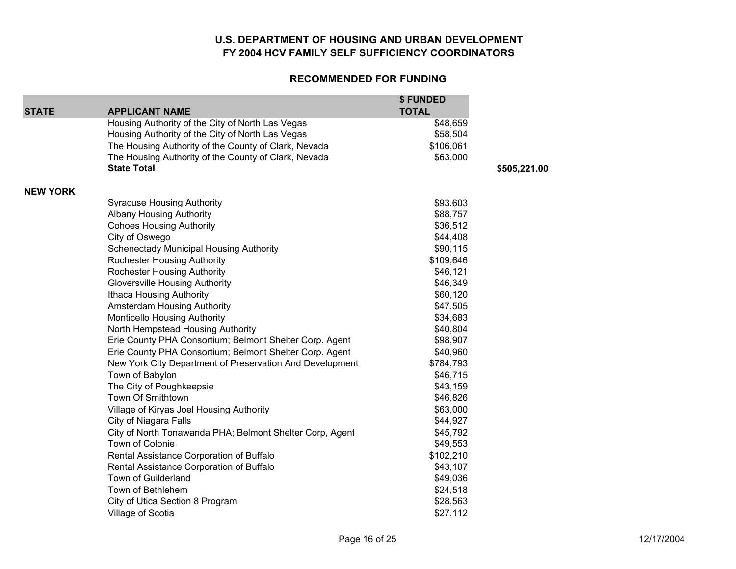# U.S. DEPARTMENT OF HOUSING AND URBAN DEVELOPMENT
# FY 2004 HCV FAMILY SELF SUFFICIENCY COORDINATORS

## RECOMMENDED FOR FUNDING

| STATE | APPLICANT NAME | $ FUNDED TOTAL | |
|---|---|---|---|
| | Housing Authority of the City of North Las Vegas | $48,659 | |
| | Housing Authority of the City of North Las Vegas | $58,504 | |
| | The Housing Authority of the County of Clark, Nevada | $106,061 | |
| | The Housing Authority of the County of Clark, Nevada | $63,000 | |
| | **State Total** | | **$505,221.00** |
| **NEW YORK** | | | |
| | Syracuse Housing Authority | $93,603 | |
| | Albany Housing Authority | $88,757 | |
| | Cohoes Housing Authority | $36,512 | |
| | City of Oswego | $44,408 | |
| | Schenectady Municipal Housing Authority | $90,115 | |
| | Rochester Housing Authority | $109,646 | |
| | Rochester Housing Authority | $46,121 | |
| | Gloversville Housing Authority | $46,349 | |
| | Ithaca Housing Authority | $60,120 | |
| | Amsterdam Housing Authority | $47,505 | |
| | Monticello Housing Authority | $34,683 | |
| | North Hempstead Housing Authority | $40,804 | |
| | Erie County PHA Consortium; Belmont Shelter Corp. Agent | $98,907 | |
| | Erie County PHA Consortium; Belmont Shelter Corp. Agent | $40,960 | |
| | New York City Department of Preservation And Development | $784,793 | |
| | Town of Babylon | $46,715 | |
| | The City of Poughkeepsie | $43,159 | |
| | Town Of Smithtown | $46,826 | |
| | Village of Kiryas Joel Housing Authority | $63,000 | |
| | City of Niagara Falls | $44,927 | |
| | City of North Tonawanda PHA; Belmont Shelter Corp, Agent | $45,792 | |
| | Town of Colonie | $49,553 | |
| | Rental Assistance Corporation of Buffalo | $102,210 | |
| | Rental Assistance Corporation of Buffalo | $43,107 | |
| | Town of Guilderland | $49,036 | |
| | Town of Bethlehem | $24,518 | |
| | City of Utica Section 8 Program | $28,563 | |
| | Village of Scotia | $27,112 | |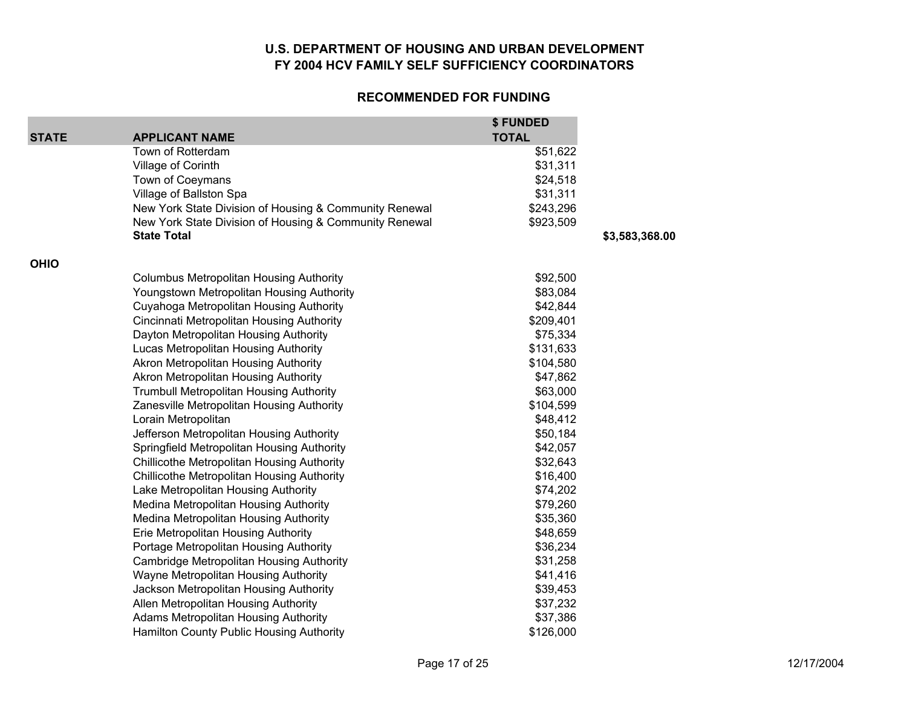## U.S. DEPARTMENT OF HOUSING AND URBAN DEVELOPMENT
## FY 2004 HCV FAMILY SELF SUFFICIENCY COORDINATORS

### RECOMMENDED FOR FUNDING

| STATE | APPLICANT NAME | $ FUNDED TOTAL | |
|---|---|---|---|
| | Town of Rotterdam | $51,622 | |
| | Village of Corinth | $31,311 | |
| | Town of Coeymans | $24,518 | |
| | Village of Ballston Spa | $31,311 | |
| | New York State Division of Housing & Community Renewal | $243,296 | |
| | New York State Division of Housing & Community Renewal | $923,509 | |
| | **State Total** | | **$3,583,368.00** |
| **OHIO** | | | |
| | Columbus Metropolitan Housing Authority | $92,500 | |
| | Youngstown Metropolitan Housing Authority | $83,084 | |
| | Cuyahoga Metropolitan Housing Authority | $42,844 | |
| | Cincinnati Metropolitan Housing Authority | $209,401 | |
| | Dayton Metropolitan Housing Authority | $75,334 | |
| | Lucas Metropolitan Housing Authority | $131,633 | |
| | Akron Metropolitan Housing Authority | $104,580 | |
| | Akron Metropolitan Housing Authority | $47,862 | |
| | Trumbull Metropolitan Housing Authority | $63,000 | |
| | Zanesville Metropolitan Housing Authority | $104,599 | |
| | Lorain Metropolitan | $48,412 | |
| | Jefferson Metropolitan Housing Authority | $50,184 | |
| | Springfield Metropolitan Housing Authority | $42,057 | |
| | Chillicothe Metropolitan Housing Authority | $32,643 | |
| | Chillicothe Metropolitan Housing Authority | $16,400 | |
| | Lake Metropolitan Housing Authority | $74,202 | |
| | Medina Metropolitan Housing Authority | $79,260 | |
| | Medina Metropolitan Housing Authority | $35,360 | |
| | Erie Metropolitan Housing Authority | $48,659 | |
| | Portage Metropolitan Housing Authority | $36,234 | |
| | Cambridge Metropolitan Housing Authority | $31,258 | |
| | Wayne Metropolitan Housing Authority | $41,416 | |
| | Jackson Metropolitan Housing Authority | $39,453 | |
| | Allen Metropolitan Housing Authority | $37,232 | |
| | Adams Metropolitan Housing Authority | $37,386 | |
| | Hamilton County Public Housing Authority | $126,000 | |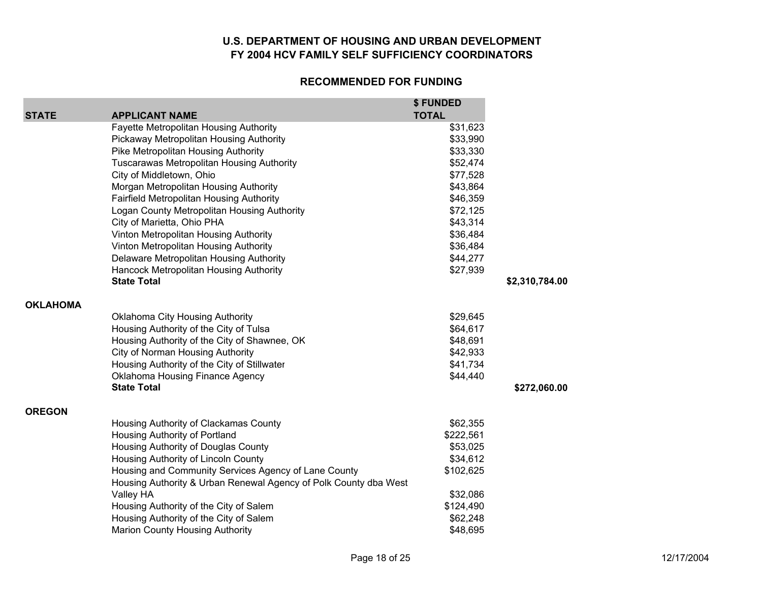**U.S. DEPARTMENT OF HOUSING AND URBAN DEVELOPMENT**
**FY 2004 HCV FAMILY SELF SUFFICIENCY COORDINATORS**

**RECOMMENDED FOR FUNDING**

| STATE | APPLICANT NAME | $ FUNDED TOTAL | |
|---|---|---|---|
| | Fayette Metropolitan Housing Authority | $31,623 | |
| | Pickaway Metropolitan Housing Authority | $33,990 | |
| | Pike Metropolitan Housing Authority | $33,330 | |
| | Tuscarawas Metropolitan Housing Authority | $52,474 | |
| | City of Middletown, Ohio | $77,528 | |
| | Morgan Metropolitan Housing Authority | $43,864 | |
| | Fairfield Metropolitan Housing Authority | $46,359 | |
| | Logan County Metropolitan Housing Authority | $72,125 | |
| | City of Marietta, Ohio PHA | $43,314 | |
| | Vinton Metropolitan Housing Authority | $36,484 | |
| | Vinton Metropolitan Housing Authority | $36,484 | |
| | Delaware Metropolitan Housing Authority | $44,277 | |
| | Hancock Metropolitan Housing Authority | $27,939 | |
| | **State Total** | | **$2,310,784.00** |
| **OKLAHOMA** | | | |
| | Oklahoma City Housing Authority | $29,645 | |
| | Housing Authority of the City of Tulsa | $64,617 | |
| | Housing Authority of the City of Shawnee, OK | $48,691 | |
| | City of Norman Housing Authority | $42,933 | |
| | Housing Authority of the City of Stillwater | $41,734 | |
| | Oklahoma Housing Finance Agency | $44,440 | |
| | **State Total** | | **$272,060.00** |
| **OREGON** | | | |
| | Housing Authority of Clackamas County | $62,355 | |
| | Housing Authority of Portland | $222,561 | |
| | Housing Authority of Douglas County | $53,025 | |
| | Housing Authority of Lincoln County | $34,612 | |
| | Housing and Community Services Agency of Lane County | $102,625 | |
| | Housing Authority & Urban Renewal Agency of Polk County dba West Valley HA | $32,086 | |
| | Housing Authority of the City of Salem | $124,490 | |
| | Housing Authority of the City of Salem | $62,248 | |
| | Marion County Housing Authority | $48,695 | |

12/17/2004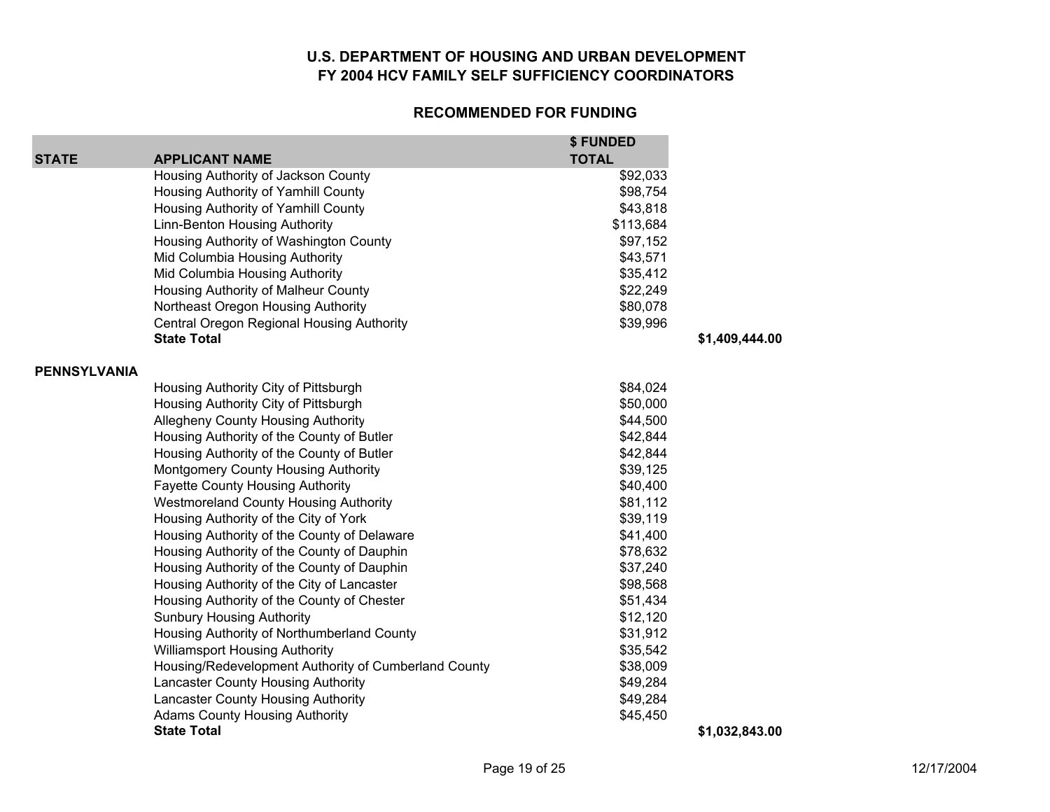# U.S. DEPARTMENT OF HOUSING AND URBAN DEVELOPMENT
## FY 2004 HCV FAMILY SELF SUFFICIENCY COORDINATORS

### RECOMMENDED FOR FUNDING

| STATE | APPLICANT NAME | $ FUNDED TOTAL | |
|---|---|---|---|
| | Housing Authority of Jackson County | $92,033 | |
| | Housing Authority of Yamhill County | $98,754 | |
| | Housing Authority of Yamhill County | $43,818 | |
| | Linn-Benton Housing Authority | $113,684 | |
| | Housing Authority of Washington County | $97,152 | |
| | Mid Columbia Housing Authority | $43,571 | |
| | Mid Columbia Housing Authority | $35,412 | |
| | Housing Authority of Malheur County | $22,249 | |
| | Northeast Oregon Housing Authority | $80,078 | |
| | Central Oregon Regional Housing Authority | $39,996 | |
| | **State Total** | | **$1,409,444.00** |
| **PENNSYLVANIA** | | | |
| | Housing Authority City of Pittsburgh | $84,024 | |
| | Housing Authority City of Pittsburgh | $50,000 | |
| | Allegheny County Housing Authority | $44,500 | |
| | Housing Authority of the County of Butler | $42,844 | |
| | Housing Authority of the County of Butler | $42,844 | |
| | Montgomery County Housing Authority | $39,125 | |
| | Fayette County Housing Authority | $40,400 | |
| | Westmoreland County Housing Authority | $81,112 | |
| | Housing Authority of the City of York | $39,119 | |
| | Housing Authority of the County of Delaware | $41,400 | |
| | Housing Authority of the County of Dauphin | $78,632 | |
| | Housing Authority of the County of Dauphin | $37,240 | |
| | Housing Authority of the City of Lancaster | $98,568 | |
| | Housing Authority of the County of Chester | $51,434 | |
| | Sunbury Housing Authority | $12,120 | |
| | Housing Authority of Northumberland County | $31,912 | |
| | Williamsport Housing Authority | $35,542 | |
| | Housing/Redevelopment Authority of Cumberland County | $38,009 | |
| | Lancaster County Housing Authority | $49,284 | |
| | Lancaster County Housing Authority | $49,284 | |
| | Adams County Housing Authority | $45,450 | |
| | **State Total** | | **$1,032,843.00** |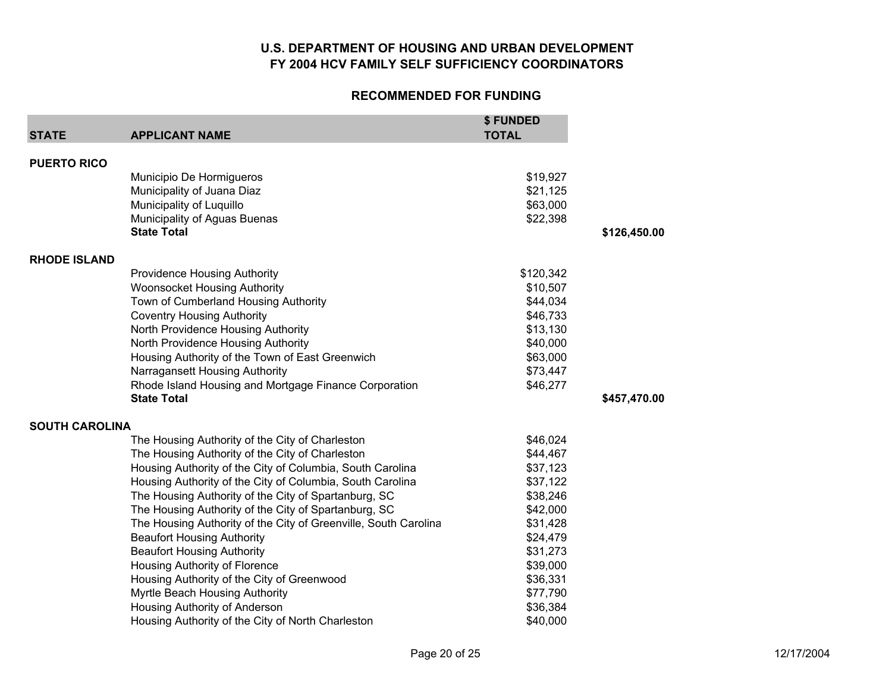## U.S. DEPARTMENT OF HOUSING AND URBAN DEVELOPMENT
## FY 2004 HCV FAMILY SELF SUFFICIENCY COORDINATORS

### RECOMMENDED FOR FUNDING

| STATE | APPLICANT NAME | $ FUNDED TOTAL | |
|---|---|---|---|
| **PUERTO RICO** | | | |
| | Municipio De Hormigueros | $19,927 | |
| | Municipality of Juana Diaz | $21,125 | |
| | Municipality of Luquillo | $63,000 | |
| | Municipality of Aguas Buenas | $22,398 | |
| | **State Total** | | **$126,450.00** |
| **RHODE ISLAND** | | | |
| | Providence Housing Authority | $120,342 | |
| | Woonsocket Housing Authority | $10,507 | |
| | Town of Cumberland Housing Authority | $44,034 | |
| | Coventry Housing Authority | $46,733 | |
| | North Providence Housing Authority | $13,130 | |
| | North Providence Housing Authority | $40,000 | |
| | Housing Authority of the Town of East Greenwich | $63,000 | |
| | Narragansett Housing Authority | $73,447 | |
| | Rhode Island Housing and Mortgage Finance Corporation | $46,277 | |
| | **State Total** | | **$457,470.00** |
| **SOUTH CAROLINA** | | | |
| | The Housing Authority of the City of Charleston | $46,024 | |
| | The Housing Authority of the City of Charleston | $44,467 | |
| | Housing Authority of the City of Columbia, South Carolina | $37,123 | |
| | Housing Authority of the City of Columbia, South Carolina | $37,122 | |
| | The Housing Authority of the City of Spartanburg, SC | $38,246 | |
| | The Housing Authority of the City of Spartanburg, SC | $42,000 | |
| | The Housing Authority of the City of Greenville, South Carolina | $31,428 | |
| | Beaufort Housing Authority | $24,479 | |
| | Beaufort Housing Authority | $31,273 | |
| | Housing Authority of Florence | $39,000 | |
| | Housing Authority of the City of Greenwood | $36,331 | |
| | Myrtle Beach Housing Authority | $77,790 | |
| | Housing Authority of Anderson | $36,384 | |
| | Housing Authority of the City of North Charleston | $40,000 | |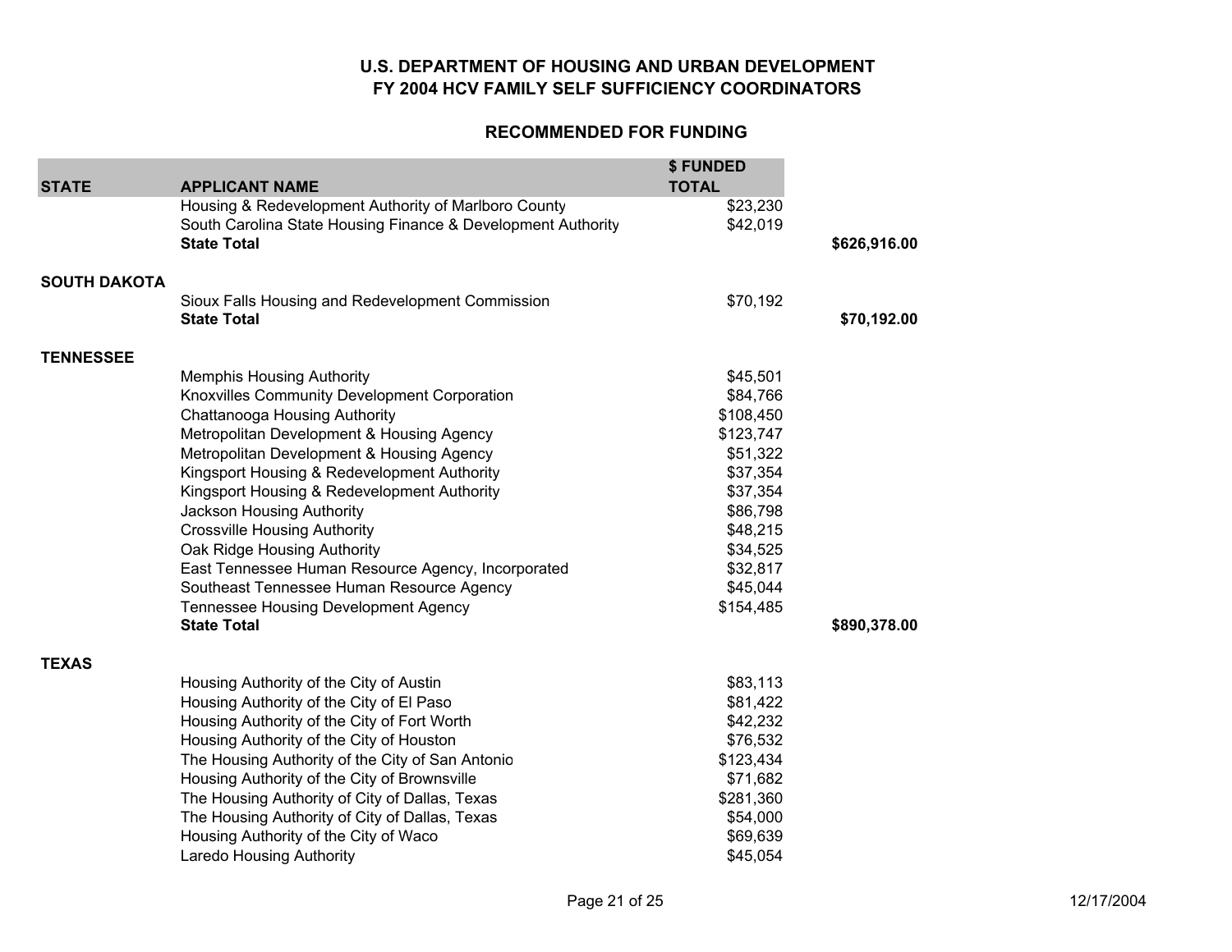## U.S. DEPARTMENT OF HOUSING AND URBAN DEVELOPMENT
## FY 2004 HCV FAMILY SELF SUFFICIENCY COORDINATORS

### RECOMMENDED FOR FUNDING

| STATE | APPLICANT NAME | $ FUNDED TOTAL | |
|---|---|---|---|
| | Housing & Redevelopment Authority of Marlboro County | $23,230 | |
| | South Carolina State Housing Finance & Development Authority | $42,019 | |
| | **State Total** | | **$626,916.00** |
| **SOUTH DAKOTA** | | | |
| | Sioux Falls Housing and Redevelopment Commission | $70,192 | |
| | **State Total** | | **$70,192.00** |
| **TENNESSEE** | | | |
| | Memphis Housing Authority | $45,501 | |
| | Knoxvilles Community Development Corporation | $84,766 | |
| | Chattanooga Housing Authority | $108,450 | |
| | Metropolitan Development & Housing Agency | $123,747 | |
| | Metropolitan Development & Housing Agency | $51,322 | |
| | Kingsport Housing & Redevelopment Authority | $37,354 | |
| | Kingsport Housing & Redevelopment Authority | $37,354 | |
| | Jackson Housing Authority | $86,798 | |
| | Crossville Housing Authority | $48,215 | |
| | Oak Ridge Housing Authority | $34,525 | |
| | East Tennessee Human Resource Agency, Incorporated | $32,817 | |
| | Southeast Tennessee Human Resource Agency | $45,044 | |
| | Tennessee Housing Development Agency | $154,485 | |
| | **State Total** | | **$890,378.00** |
| **TEXAS** | | | |
| | Housing Authority of the City of Austin | $83,113 | |
| | Housing Authority of the City of El Paso | $81,422 | |
| | Housing Authority of the City of Fort Worth | $42,232 | |
| | Housing Authority of the City of Houston | $76,532 | |
| | The Housing Authority of the City of San Antonio | $123,434 | |
| | Housing Authority of the City of Brownsville | $71,682 | |
| | The Housing Authority of City of Dallas, Texas | $281,360 | |
| | The Housing Authority of City of Dallas, Texas | $54,000 | |
| | Housing Authority of the City of Waco | $69,639 | |
| | Laredo Housing Authority | $45,054 | |

12/17/2004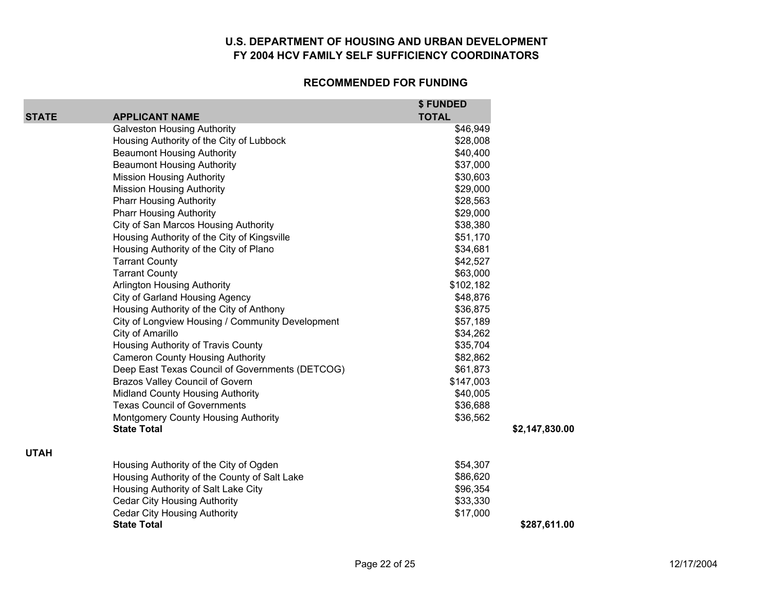**U.S. DEPARTMENT OF HOUSING AND URBAN DEVELOPMENT**
**FY 2004 HCV FAMILY SELF SUFFICIENCY COORDINATORS**

**RECOMMENDED FOR FUNDING**

| STATE | APPLICANT NAME | $ FUNDED TOTAL | |
|---|---|---|---|
| | Galveston Housing Authority | $46,949 | |
| | Housing Authority of the City of Lubbock | $28,008 | |
| | Beaumont Housing Authority | $40,400 | |
| | Beaumont Housing Authority | $37,000 | |
| | Mission Housing Authority | $30,603 | |
| | Mission Housing Authority | $29,000 | |
| | Pharr Housing Authority | $28,563 | |
| | Pharr Housing Authority | $29,000 | |
| | City of San Marcos Housing Authority | $38,380 | |
| | Housing Authority of the City of Kingsville | $51,170 | |
| | Housing Authority of the City of Plano | $34,681 | |
| | Tarrant County | $42,527 | |
| | Tarrant County | $63,000 | |
| | Arlington Housing Authority | $102,182 | |
| | City of Garland Housing Agency | $48,876 | |
| | Housing Authority of the City of Anthony | $36,875 | |
| | City of Longview Housing / Community Development | $57,189 | |
| | City of Amarillo | $34,262 | |
| | Housing Authority of Travis County | $35,704 | |
| | Cameron County Housing Authority | $82,862 | |
| | Deep East Texas Council of Governments (DETCOG) | $61,873 | |
| | Brazos Valley Council of Govern | $147,003 | |
| | Midland County Housing Authority | $40,005 | |
| | Texas Council of Governments | $36,688 | |
| | Montgomery County Housing Authority | $36,562 | |
| | **State Total** | | **$2,147,830.00** |
| **UTAH** | | | |
| | Housing Authority of the City of Ogden | $54,307 | |
| | Housing Authority of the County of Salt Lake | $86,620 | |
| | Housing Authority of Salt Lake City | $96,354 | |
| | Cedar City Housing Authority | $33,330 | |
| | Cedar City Housing Authority | $17,000 | |
| | **State Total** | | **$287,611.00** |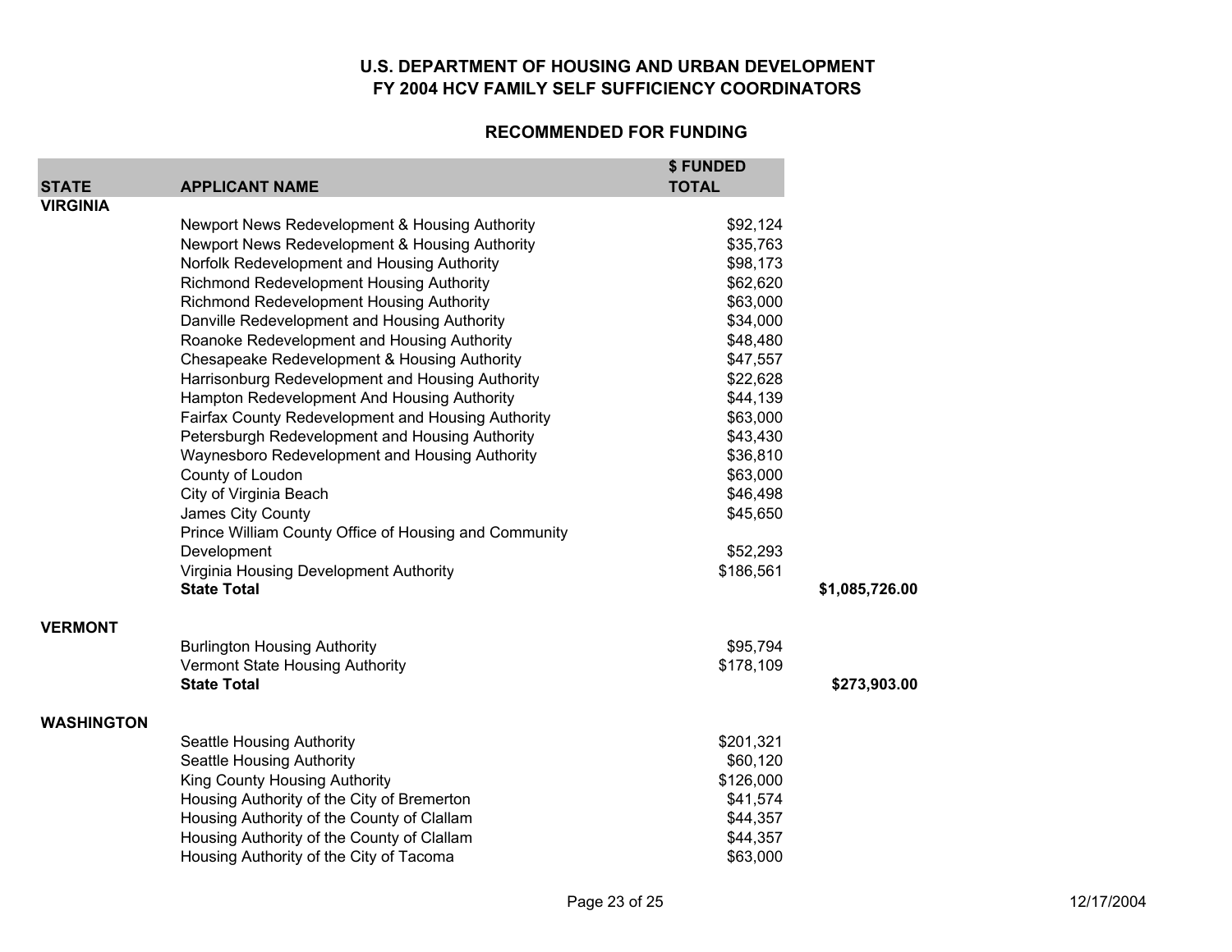**U.S. DEPARTMENT OF HOUSING AND URBAN DEVELOPMENT**
**FY 2004 HCV FAMILY SELF SUFFICIENCY COORDINATORS**

**RECOMMENDED FOR FUNDING**

| STATE | APPLICANT NAME | $ FUNDED TOTAL | |
|---|---|---|---|
| **VIRGINIA** | | | |
| | Newport News Redevelopment & Housing Authority | $92,124 | |
| | Newport News Redevelopment & Housing Authority | $35,763 | |
| | Norfolk Redevelopment and Housing Authority | $98,173 | |
| | Richmond Redevelopment Housing Authority | $62,620 | |
| | Richmond Redevelopment Housing Authority | $63,000 | |
| | Danville Redevelopment and Housing Authority | $34,000 | |
| | Roanoke Redevelopment and Housing Authority | $48,480 | |
| | Chesapeake Redevelopment & Housing Authority | $47,557 | |
| | Harrisonburg Redevelopment and Housing Authority | $22,628 | |
| | Hampton Redevelopment And Housing Authority | $44,139 | |
| | Fairfax County Redevelopment and Housing Authority | $63,000 | |
| | Petersburgh Redevelopment and Housing Authority | $43,430 | |
| | Waynesboro Redevelopment and Housing Authority | $36,810 | |
| | County of Loudon | $63,000 | |
| | City of Virginia Beach | $46,498 | |
| | James City County | $45,650 | |
| | Prince William County Office of Housing and Community Development | $52,293 | |
| | Virginia Housing Development Authority | $186,561 | |
| | **State Total** | | **$1,085,726.00** |
| **VERMONT** | | | |
| | Burlington Housing Authority | $95,794 | |
| | Vermont State Housing Authority | $178,109 | |
| | **State Total** | | **$273,903.00** |
| **WASHINGTON** | | | |
| | Seattle Housing Authority | $201,321 | |
| | Seattle Housing Authority | $60,120 | |
| | King County Housing Authority | $126,000 | |
| | Housing Authority of the City of Bremerton | $41,574 | |
| | Housing Authority of the County of Clallam | $44,357 | |
| | Housing Authority of the County of Clallam | $44,357 | |
| | Housing Authority of the City of Tacoma | $63,000 | |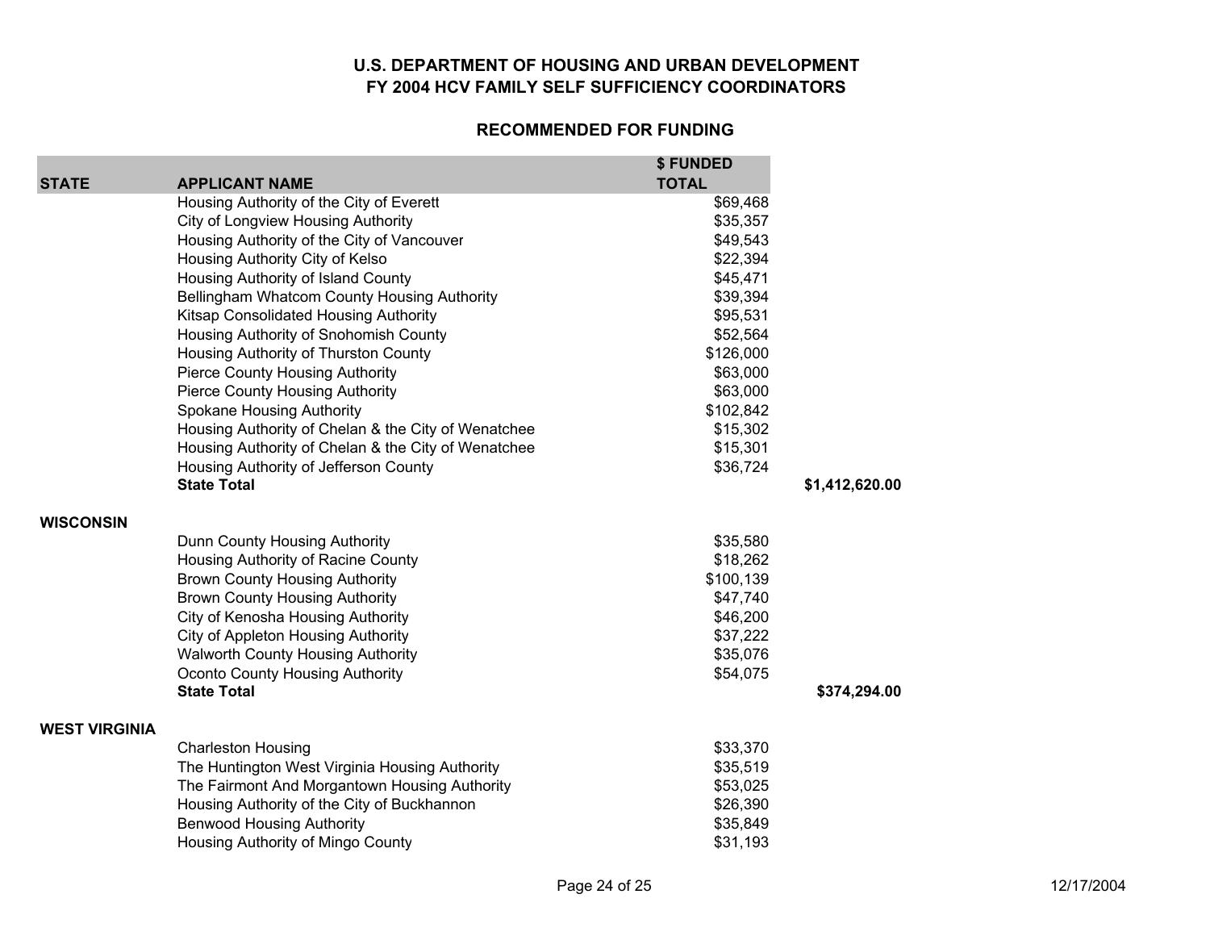## U.S. DEPARTMENT OF HOUSING AND URBAN DEVELOPMENT
## FY 2004 HCV FAMILY SELF SUFFICIENCY COORDINATORS

### RECOMMENDED FOR FUNDING

| STATE | APPLICANT NAME | $ FUNDED TOTAL | |
|---|---|---|---|
| | Housing Authority of the City of Everett | $69,468 | |
| | City of Longview Housing Authority | $35,357 | |
| | Housing Authority of the City of Vancouver | $49,543 | |
| | Housing Authority City of Kelso | $22,394 | |
| | Housing Authority of Island County | $45,471 | |
| | Bellingham Whatcom County Housing Authority | $39,394 | |
| | Kitsap Consolidated Housing Authority | $95,531 | |
| | Housing Authority of Snohomish County | $52,564 | |
| | Housing Authority of Thurston County | $126,000 | |
| | Pierce County Housing Authority | $63,000 | |
| | Pierce County Housing Authority | $63,000 | |
| | Spokane Housing Authority | $102,842 | |
| | Housing Authority of Chelan & the City of Wenatchee | $15,302 | |
| | Housing Authority of Chelan & the City of Wenatchee | $15,301 | |
| | Housing Authority of Jefferson County | $36,724 | |
| | **State Total** | | **$1,412,620.00** |
| **WISCONSIN** | | | |
| | Dunn County Housing Authority | $35,580 | |
| | Housing Authority of Racine County | $18,262 | |
| | Brown County Housing Authority | $100,139 | |
| | Brown County Housing Authority | $47,740 | |
| | City of Kenosha Housing Authority | $46,200 | |
| | City of Appleton Housing Authority | $37,222 | |
| | Walworth County Housing Authority | $35,076 | |
| | Oconto County Housing Authority | $54,075 | |
| | **State Total** | | **$374,294.00** |
| **WEST VIRGINIA** | | | |
| | Charleston Housing | $33,370 | |
| | The Huntington West Virginia Housing Authority | $35,519 | |
| | The Fairmont And Morgantown Housing Authority | $53,025 | |
| | Housing Authority of the City of Buckhannon | $26,390 | |
| | Benwood Housing Authority | $35,849 | |
| | Housing Authority of Mingo County | $31,193 | |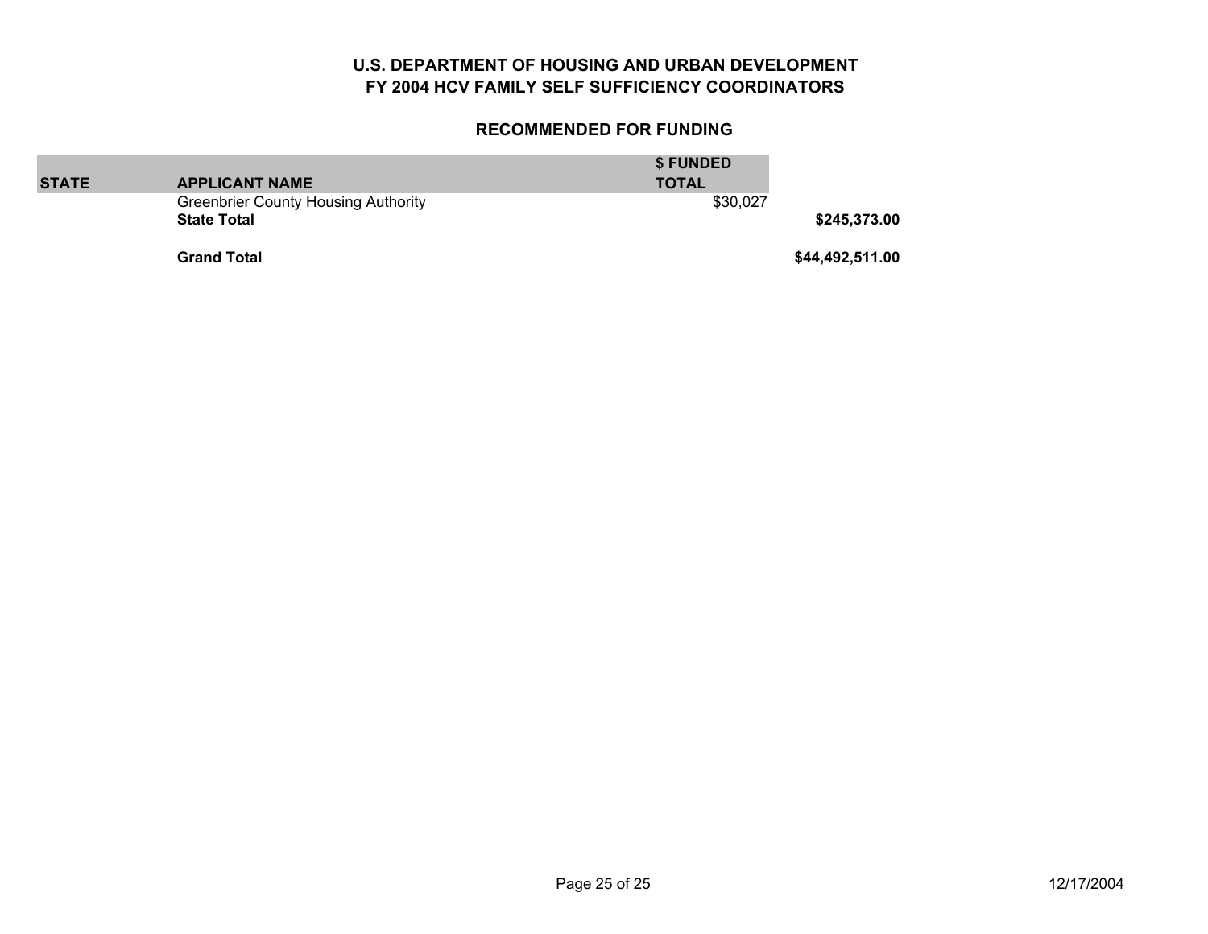# U.S. DEPARTMENT OF HOUSING AND URBAN DEVELOPMENT
# FY 2004 HCV FAMILY SELF SUFFICIENCY COORDINATORS

## RECOMMENDED FOR FUNDING

| STATE | APPLICANT NAME | $ FUNDED TOTAL | |
|---|---|---|---|
| | Greenbrier County Housing Authority | $30,027 | |
| | **State Total** | | **$245,373.00** |
| | **Grand Total** | | **$44,492,511.00** |

12/17/2004